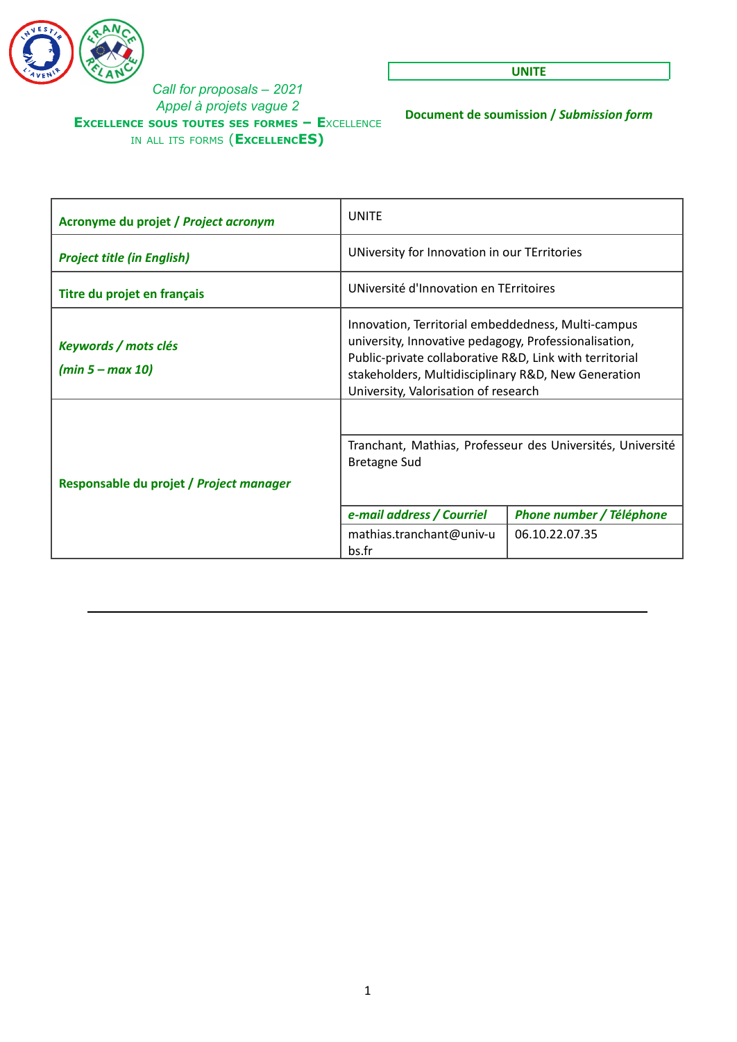Call for proposals – 2021

Appel à projets vague 2

**Excellence sous toutes ses formes – Excellence in all its forms (ExcellencES)**

**UNITE**

**Document de soumission / *Submission form***

| **Acronyme du projet / *Project acronym*** | UNITE | |
|---|---|---|
| ***Project title (in English)*** | UNiversity for Innovation in our TErritories | |
| **Titre du projet en français** | UNiversité d'Innovation en TErritoires | |
| ***Keywords / mots clés (min 5 – max 10)*** | Innovation, Territorial embeddedness, Multi-campus university, Innovative pedagogy, Professionalisation, Public-private collaborative R&D, Link with territorial stakeholders, Multidisciplinary R&D, New Generation University, Valorisation of research | |
| **Responsable du projet / *Project manager*** | | |
| | Tranchant, Mathias, Professeur des Universités, Université Bretagne Sud | |
| | ***e-mail address / Courriel*** | ***Phone number / Téléphone*** |
| | mathias.tranchant@univ-ubs.fr | 06.10.22.07.35 |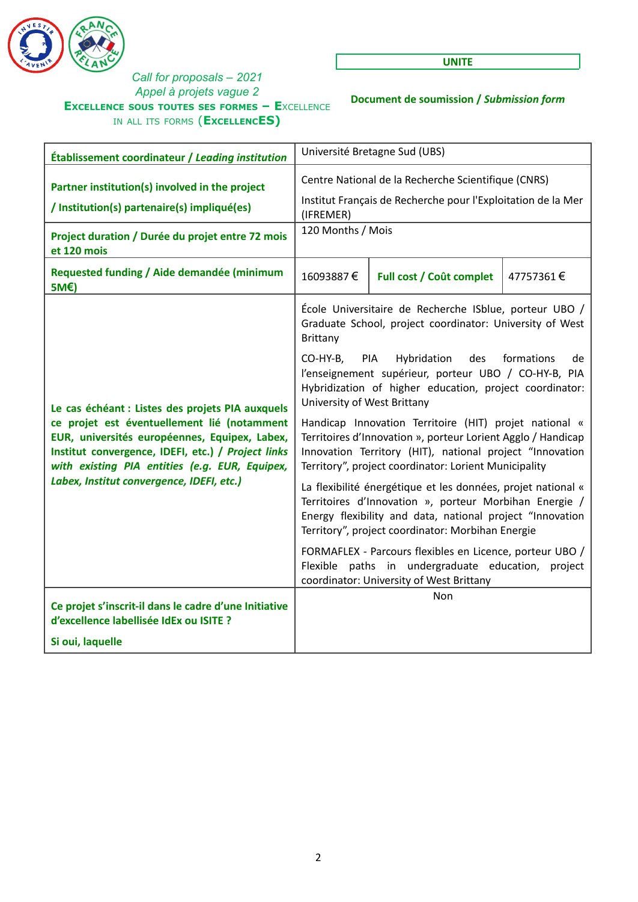*Call for proposals – 2021*
*Appel à projets vague 2*
**EXCELLENCE SOUS TOUTES SES FORMES – EXCELLENCE IN ALL ITS FORMS (EXCELLENCES)**

**UNITE**

**Document de soumission / *Submission form***

| **Établissement coordinateur / *Leading institution*** | Université Bretagne Sud (UBS) | | |
|---|---|---|---|
| **Partner institution(s) involved in the project / Institution(s) partenaire(s) impliqué(es)** | Centre National de la Recherche Scientifique (CNRS)<br><br>Institut Français de Recherche pour l'Exploitation de la Mer (IFREMER) | | |
| **Project duration / Durée du projet entre 72 mois et 120 mois** | 120 Months / Mois | | |
| **Requested funding / Aide demandée (minimum 5M€)** | 16093887 € | **Full cost / Coût complet** | 47757361 € |
| **Le cas échéant : Listes des projets PIA auxquels ce projet est éventuellement lié (notamment EUR, universités européennes, Equipex, Labex, Institut convergence, IDEFI, etc.) / *Project links with existing PIA entities (e.g. EUR, Equipex, Labex, Institut convergence, IDEFI, etc.)*** | École Universitaire de Recherche ISblue, porteur UBO / Graduate School, project coordinator: University of West Brittany<br><br>CO-HY-B, PIA Hybridation des formations de l'enseignement supérieur, porteur UBO / CO-HY-B, PIA Hybridization of higher education, project coordinator: University of West Brittany<br><br>Handicap Innovation Territoire (HIT) projet national « Territoires d'Innovation », porteur Lorient Agglo / Handicap Innovation Territory (HIT), national project "Innovation Territory", project coordinator: Lorient Municipality<br><br>La flexibilité énergétique et les données, projet national « Territoires d'Innovation », porteur Morbihan Energie / Energy flexibility and data, national project "Innovation Territory", project coordinator: Morbihan Energie<br><br>FORMAFLEX - Parcours flexibles en Licence, porteur UBO / Flexible paths in undergraduate education, project coordinator: University of West Brittany | | |
| **Ce projet s'inscrit-il dans le cadre d'une Initiative d'excellence labellisée IdEx ou ISITE ?**<br><br>**Si oui, laquelle** | Non | | |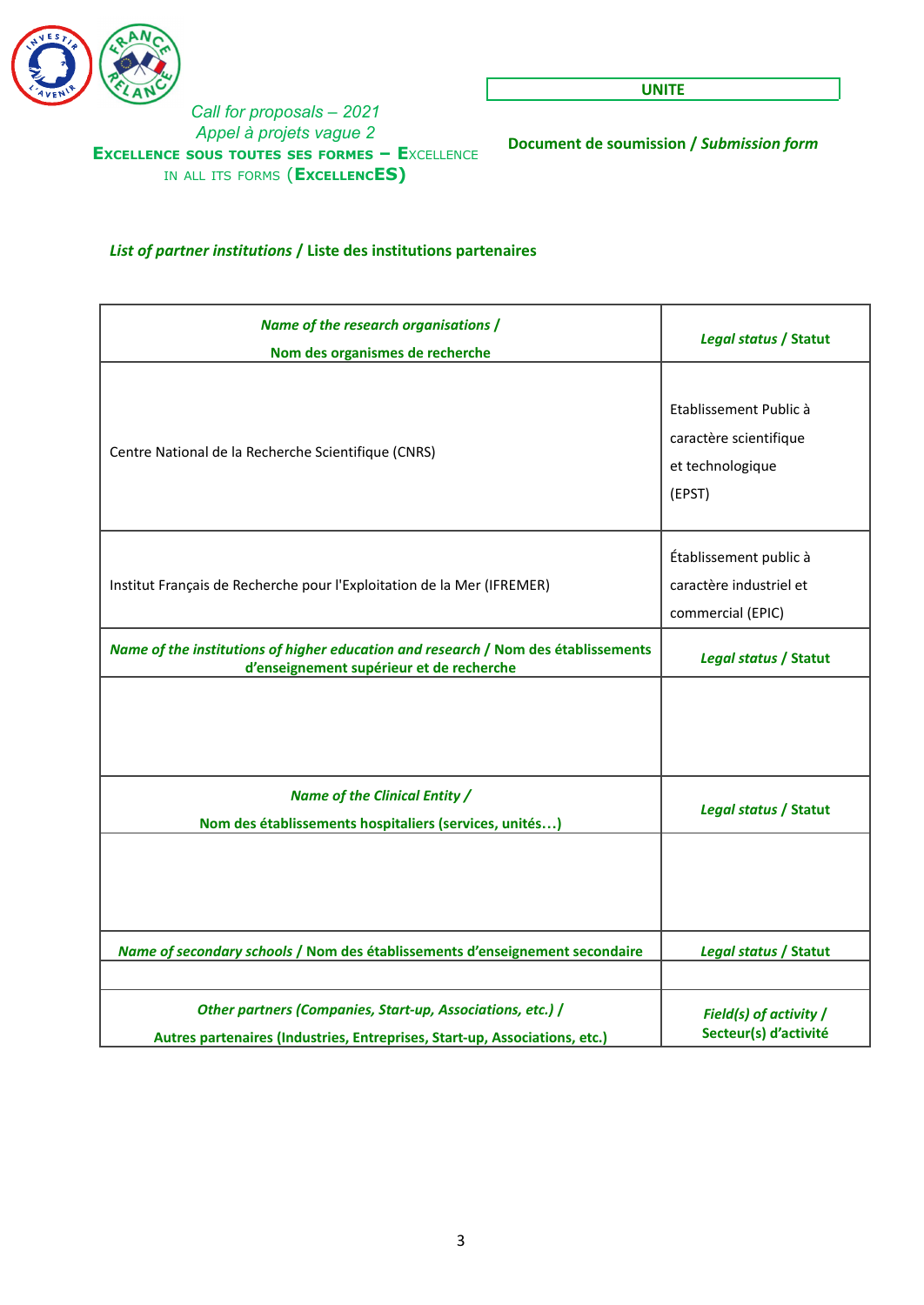Call for proposals – 2021
Appel à projets vague 2
**EXCELLENCE SOUS TOUTES SES FORMES – EXCELLENCE IN ALL ITS FORMS (EXCELLENCES)**

**UNITE**

**Document de soumission / *Submission form***

## ***List of partner institutions* / Liste des institutions partenaires**

| ***Name of the research organisations* / Nom des organismes de recherche** | ***Legal status* / Statut** |
|---|---|
| Centre National de la Recherche Scientifique (CNRS) | Etablissement Public à caractère scientifique et technologique (EPST) |
| Institut Français de Recherche pour l'Exploitation de la Mer (IFREMER) | Établissement public à caractère industriel et commercial (EPIC) |
| ***Name of the institutions of higher education and research* / Nom des établissements d'enseignement supérieur et de recherche** | ***Legal status* / Statut** |
| | |
| ***Name of the Clinical Entity* / Nom des établissements hospitaliers (services, unités…)** | ***Legal status* / Statut** |
| | |
| ***Name of secondary schools* / Nom des établissements d'enseignement secondaire** | ***Legal status* / Statut** |
| | |
| ***Other partners (Companies, Start-up, Associations, etc.)* / Autres partenaires (Industries, Entreprises, Start-up, Associations, etc.)** | ***Field(s) of activity* / Secteur(s) d'activité** |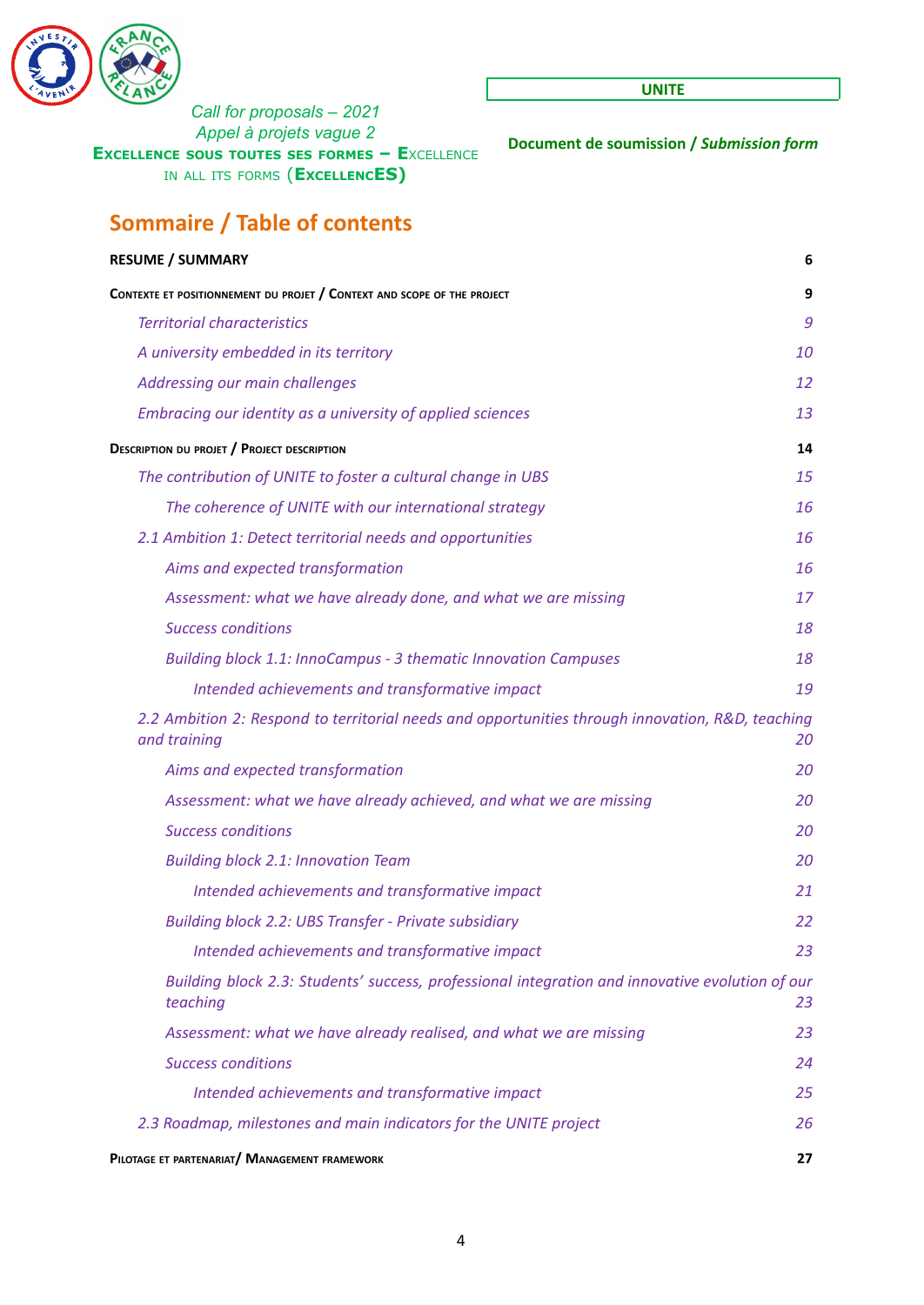Call for proposals – 2021
Appel à projets vague 2
**Excellence sous toutes ses formes – Excellence in all its forms (ExcellencES)**

**UNITE**

**Document de soumission / *Submission form***

# Sommaire / Table of contents

**RESUME / SUMMARY** 6

**Contexte et positionnement du projet / Context and scope of the project** 9

- *Territorial characteristics* 9
- *A university embedded in its territory* 10
- *Addressing our main challenges* 12
- *Embracing our identity as a university of applied sciences* 13

**Description du projet / Project description** 14

- *The contribution of UNITE to foster a cultural change in UBS* 15
  - *The coherence of UNITE with our international strategy* 16
- *2.1 Ambition 1: Detect territorial needs and opportunities* 16
  - *Aims and expected transformation* 16
  - *Assessment: what we have already done, and what we are missing* 17
  - *Success conditions* 18
  - *Building block 1.1: InnoCampus - 3 thematic Innovation Campuses* 18
    - *Intended achievements and transformative impact* 19
- *2.2 Ambition 2: Respond to territorial needs and opportunities through innovation, R&D, teaching and training* 20
  - *Aims and expected transformation* 20
  - *Assessment: what we have already achieved, and what we are missing* 20
  - *Success conditions* 20
  - *Building block 2.1: Innovation Team* 20
    - *Intended achievements and transformative impact* 21
  - *Building block 2.2: UBS Transfer - Private subsidiary* 22
    - *Intended achievements and transformative impact* 23
  - *Building block 2.3: Students' success, professional integration and innovative evolution of our teaching* 23
  - *Assessment: what we have already realised, and what we are missing* 23
  - *Success conditions* 24
    - *Intended achievements and transformative impact* 25
- *2.3 Roadmap, milestones and main indicators for the UNITE project* 26

**Pilotage et partenariat/ Management framework** 27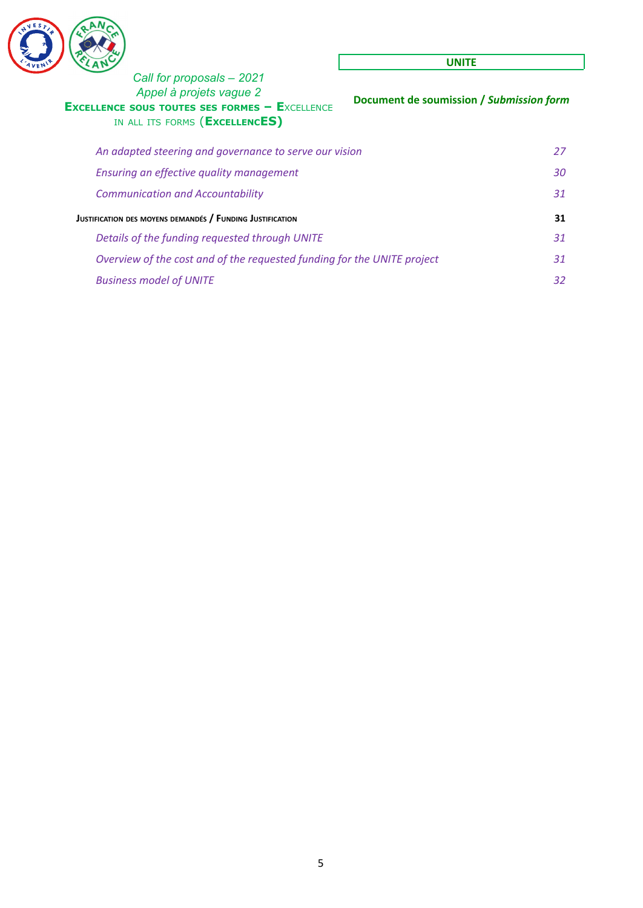*An adapted steering and governance to serve our vision* 27

*Ensuring an effective quality management* 30

*Communication and Accountability* 31

**JUSTIFICATION DES MOYENS DEMANDÉS / FUNDING JUSTIFICATION** **31**

*Details of the funding requested through UNITE* 31

*Overview of the cost and of the requested funding for the UNITE project* 31

*Business model of UNITE* 32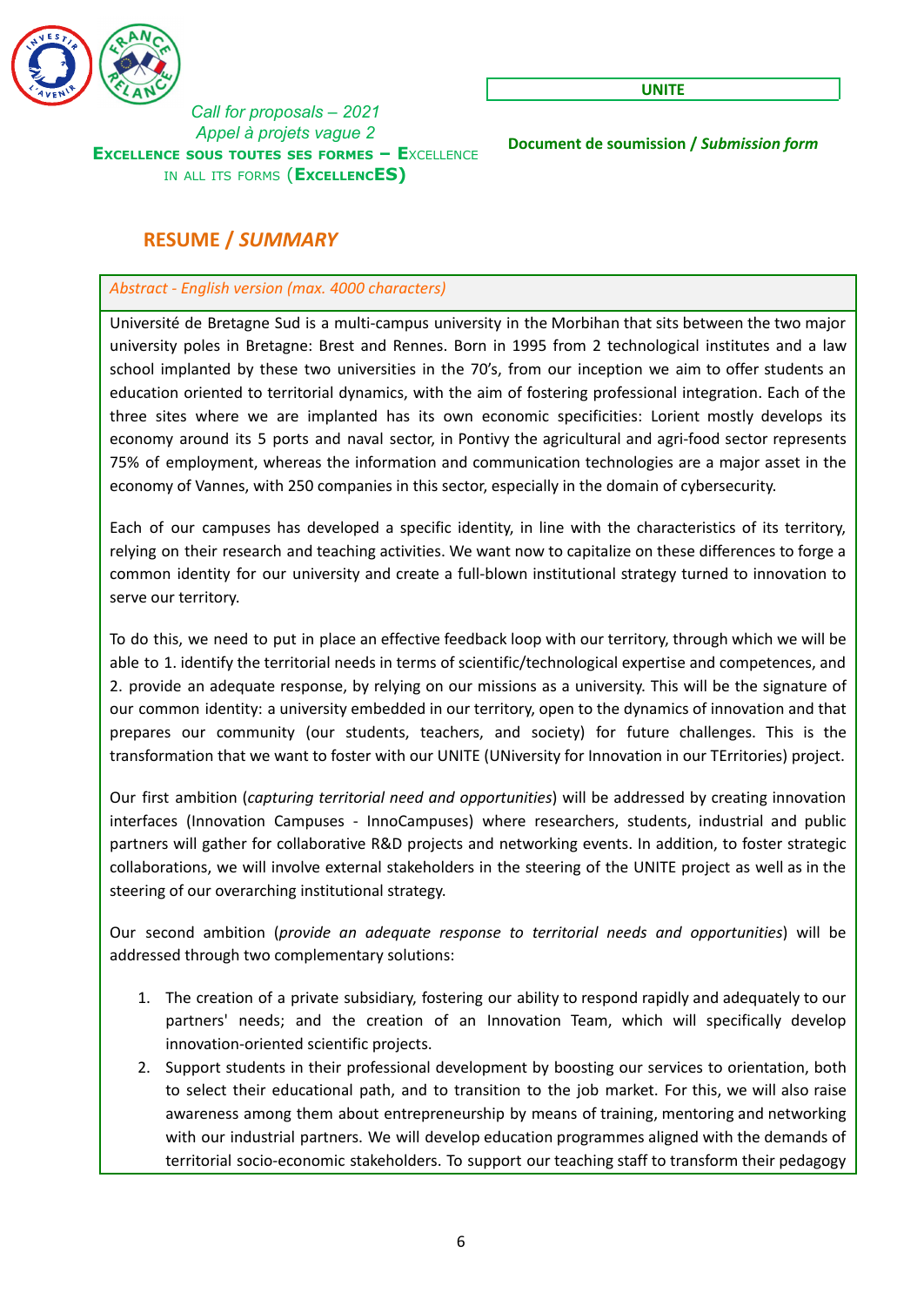# RESUME / *SUMMARY*

*Abstract - English version (max. 4000 characters)*

Université de Bretagne Sud is a multi-campus university in the Morbihan that sits between the two major university poles in Bretagne: Brest and Rennes. Born in 1995 from 2 technological institutes and a law school implanted by these two universities in the 70's, from our inception we aim to offer students an education oriented to territorial dynamics, with the aim of fostering professional integration. Each of the three sites where we are implanted has its own economic specificities: Lorient mostly develops its economy around its 5 ports and naval sector, in Pontivy the agricultural and agri-food sector represents 75% of employment, whereas the information and communication technologies are a major asset in the economy of Vannes, with 250 companies in this sector, especially in the domain of cybersecurity.

Each of our campuses has developed a specific identity, in line with the characteristics of its territory, relying on their research and teaching activities. We want now to capitalize on these differences to forge a common identity for our university and create a full-blown institutional strategy turned to innovation to serve our territory.

To do this, we need to put in place an effective feedback loop with our territory, through which we will be able to 1. identify the territorial needs in terms of scientific/technological expertise and competences, and 2. provide an adequate response, by relying on our missions as a university. This will be the signature of our common identity: a university embedded in our territory, open to the dynamics of innovation and that prepares our community (our students, teachers, and society) for future challenges. This is the transformation that we want to foster with our UNITE (UNiversity for Innovation in our TErritories) project.

Our first ambition (*capturing territorial need and opportunities*) will be addressed by creating innovation interfaces (Innovation Campuses - InnoCampuses) where researchers, students, industrial and public partners will gather for collaborative R&D projects and networking events. In addition, to foster strategic collaborations, we will involve external stakeholders in the steering of the UNITE project as well as in the steering of our overarching institutional strategy.

Our second ambition (*provide an adequate response to territorial needs and opportunities*) will be addressed through two complementary solutions:

1. The creation of a private subsidiary, fostering our ability to respond rapidly and adequately to our partners' needs; and the creation of an Innovation Team, which will specifically develop innovation-oriented scientific projects.
2. Support students in their professional development by boosting our services to orientation, both to select their educational path, and to transition to the job market. For this, we will also raise awareness among them about entrepreneurship by means of training, mentoring and networking with our industrial partners. We will develop education programmes aligned with the demands of territorial socio-economic stakeholders. To support our teaching staff to transform their pedagogy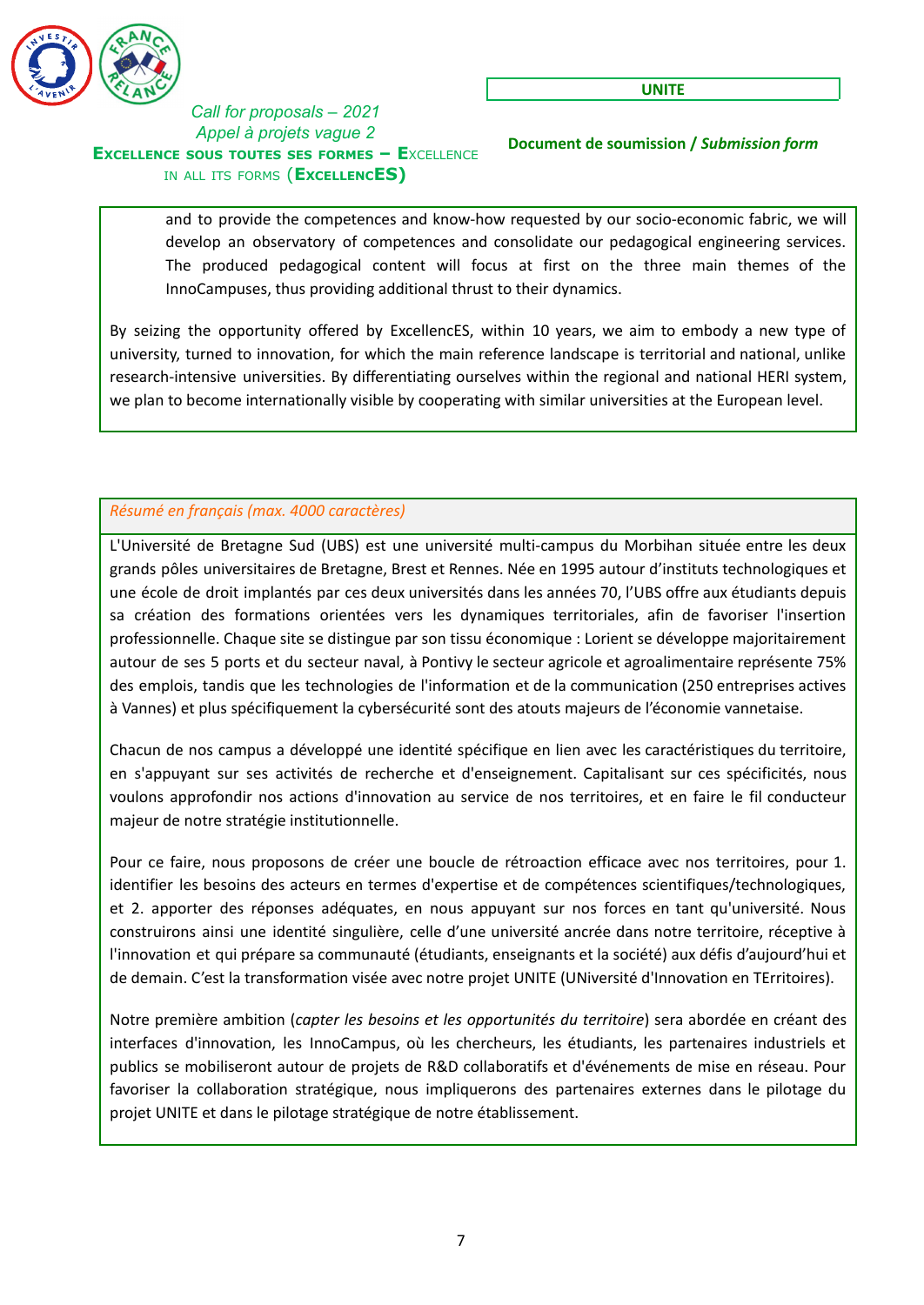and to provide the competences and know-how requested by our socio-economic fabric, we will develop an observatory of competences and consolidate our pedagogical engineering services. The produced pedagogical content will focus at first on the three main themes of the InnoCampuses, thus providing additional thrust to their dynamics.

By seizing the opportunity offered by ExcellencES, within 10 years, we aim to embody a new type of university, turned to innovation, for which the main reference landscape is territorial and national, unlike research-intensive universities. By differentiating ourselves within the regional and national HERI system, we plan to become internationally visible by cooperating with similar universities at the European level.

*Résumé en français (max. 4000 caractères)*

L'Université de Bretagne Sud (UBS) est une université multi-campus du Morbihan située entre les deux grands pôles universitaires de Bretagne, Brest et Rennes. Née en 1995 autour d'instituts technologiques et une école de droit implantés par ces deux universités dans les années 70, l'UBS offre aux étudiants depuis sa création des formations orientées vers les dynamiques territoriales, afin de favoriser l'insertion professionnelle. Chaque site se distingue par son tissu économique : Lorient se développe majoritairement autour de ses 5 ports et du secteur naval, à Pontivy le secteur agricole et agroalimentaire représente 75% des emplois, tandis que les technologies de l'information et de la communication (250 entreprises actives à Vannes) et plus spécifiquement la cybersécurité sont des atouts majeurs de l'économie vannetaise.

Chacun de nos campus a développé une identité spécifique en lien avec les caractéristiques du territoire, en s'appuyant sur ses activités de recherche et d'enseignement. Capitalisant sur ces spécificités, nous voulons approfondir nos actions d'innovation au service de nos territoires, et en faire le fil conducteur majeur de notre stratégie institutionnelle.

Pour ce faire, nous proposons de créer une boucle de rétroaction efficace avec nos territoires, pour 1. identifier les besoins des acteurs en termes d'expertise et de compétences scientifiques/technologiques, et 2. apporter des réponses adéquates, en nous appuyant sur nos forces en tant qu'université. Nous construirons ainsi une identité singulière, celle d'une université ancrée dans notre territoire, réceptive à l'innovation et qui prépare sa communauté (étudiants, enseignants et la société) aux défis d'aujourd'hui et de demain. C'est la transformation visée avec notre projet UNITE (UNiversité d'Innovation en TErritoires).

Notre première ambition (*capter les besoins et les opportunités du territoire*) sera abordée en créant des interfaces d'innovation, les InnoCampus, où les chercheurs, les étudiants, les partenaires industriels et publics se mobiliseront autour de projets de R&D collaboratifs et d'événements de mise en réseau. Pour favoriser la collaboration stratégique, nous impliquerons des partenaires externes dans le pilotage du projet UNITE et dans le pilotage stratégique de notre établissement.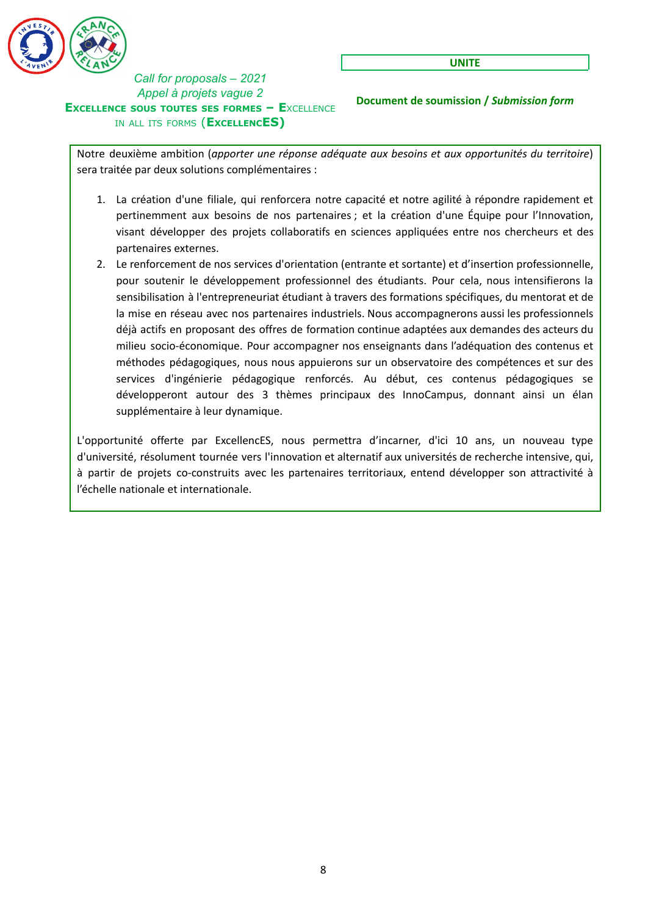Notre deuxième ambition (*apporter une réponse adéquate aux besoins et aux opportunités du territoire*) sera traitée par deux solutions complémentaires :

1. La création d'une filiale, qui renforcera notre capacité et notre agilité à répondre rapidement et pertinemment aux besoins de nos partenaires ; et la création d'une Équipe pour l'Innovation, visant développer des projets collaboratifs en sciences appliquées entre nos chercheurs et des partenaires externes.
2. Le renforcement de nos services d'orientation (entrante et sortante) et d'insertion professionnelle, pour soutenir le développement professionnel des étudiants. Pour cela, nous intensifierons la sensibilisation à l'entrepreneuriat étudiant à travers des formations spécifiques, du mentorat et de la mise en réseau avec nos partenaires industriels. Nous accompagnerons aussi les professionnels déjà actifs en proposant des offres de formation continue adaptées aux demandes des acteurs du milieu socio-économique. Pour accompagner nos enseignants dans l'adéquation des contenus et méthodes pédagogiques, nous nous appuierons sur un observatoire des compétences et sur des services d'ingénierie pédagogique renforcés. Au début, ces contenus pédagogiques se développeront autour des 3 thèmes principaux des InnoCampus, donnant ainsi un élan supplémentaire à leur dynamique.

L'opportunité offerte par ExcellencES, nous permettra d'incarner, d'ici 10 ans, un nouveau type d'université, résolument tournée vers l'innovation et alternatif aux universités de recherche intensive, qui, à partir de projets co-construits avec les partenaires territoriaux, entend développer son attractivité à l'échelle nationale et internationale.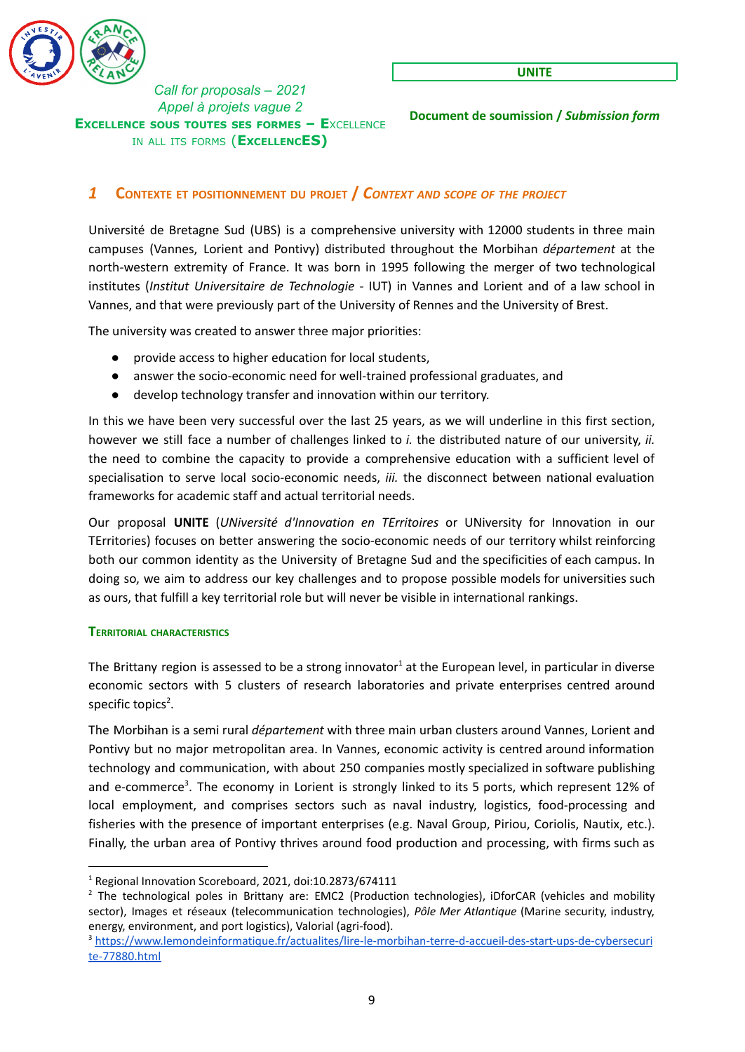## 1 Contexte et positionnement du projet / *Context and scope of the project*

Université de Bretagne Sud (UBS) is a comprehensive university with 12000 students in three main campuses (Vannes, Lorient and Pontivy) distributed throughout the Morbihan *département* at the north-western extremity of France. It was born in 1995 following the merger of two technological institutes (*Institut Universitaire de Technologie* - IUT) in Vannes and Lorient and of a law school in Vannes, and that were previously part of the University of Rennes and the University of Brest.

The university was created to answer three major priorities:

- provide access to higher education for local students,
- answer the socio-economic need for well-trained professional graduates, and
- develop technology transfer and innovation within our territory.

In this we have been very successful over the last 25 years, as we will underline in this first section, however we still face a number of challenges linked to *i.* the distributed nature of our university, *ii.* the need to combine the capacity to provide a comprehensive education with a sufficient level of specialisation to serve local socio-economic needs, *iii.* the disconnect between national evaluation frameworks for academic staff and actual territorial needs.

Our proposal **UNITE** (*UNiversité d'Innovation en TErritoires* or UNiversity for Innovation in our TErritories) focuses on better answering the socio-economic needs of our territory whilst reinforcing both our common identity as the University of Bretagne Sud and the specificities of each campus. In doing so, we aim to address our key challenges and to propose possible models for universities such as ours, that fulfill a key territorial role but will never be visible in international rankings.

#### Territorial characteristics

The Brittany region is assessed to be a strong innovator[1] at the European level, in particular in diverse economic sectors with 5 clusters of research laboratories and private enterprises centred around specific topics[2].

The Morbihan is a semi rural *département* with three main urban clusters around Vannes, Lorient and Pontivy but no major metropolitan area. In Vannes, economic activity is centred around information technology and communication, with about 250 companies mostly specialized in software publishing and e-commerce[3]. The economy in Lorient is strongly linked to its 5 ports, which represent 12% of local employment, and comprises sectors such as naval industry, logistics, food-processing and fisheries with the presence of important enterprises (e.g. Naval Group, Piriou, Coriolis, Nautix, etc.). Finally, the urban area of Pontivy thrives around food production and processing, with firms such as

---

[1] Regional Innovation Scoreboard, 2021, doi:10.2873/674111

[2] The technological poles in Brittany are: EMC2 (Production technologies), iDforCAR (vehicles and mobility sector), Images et réseaux (telecommunication technologies), *Pôle Mer Atlantique* (Marine security, industry, energy, environment, and port logistics), Valorial (agri-food).

[3] https://www.lemondeinformatique.fr/actualites/lire-le-morbihan-terre-d-accueil-des-start-ups-de-cybersecurite-77880.html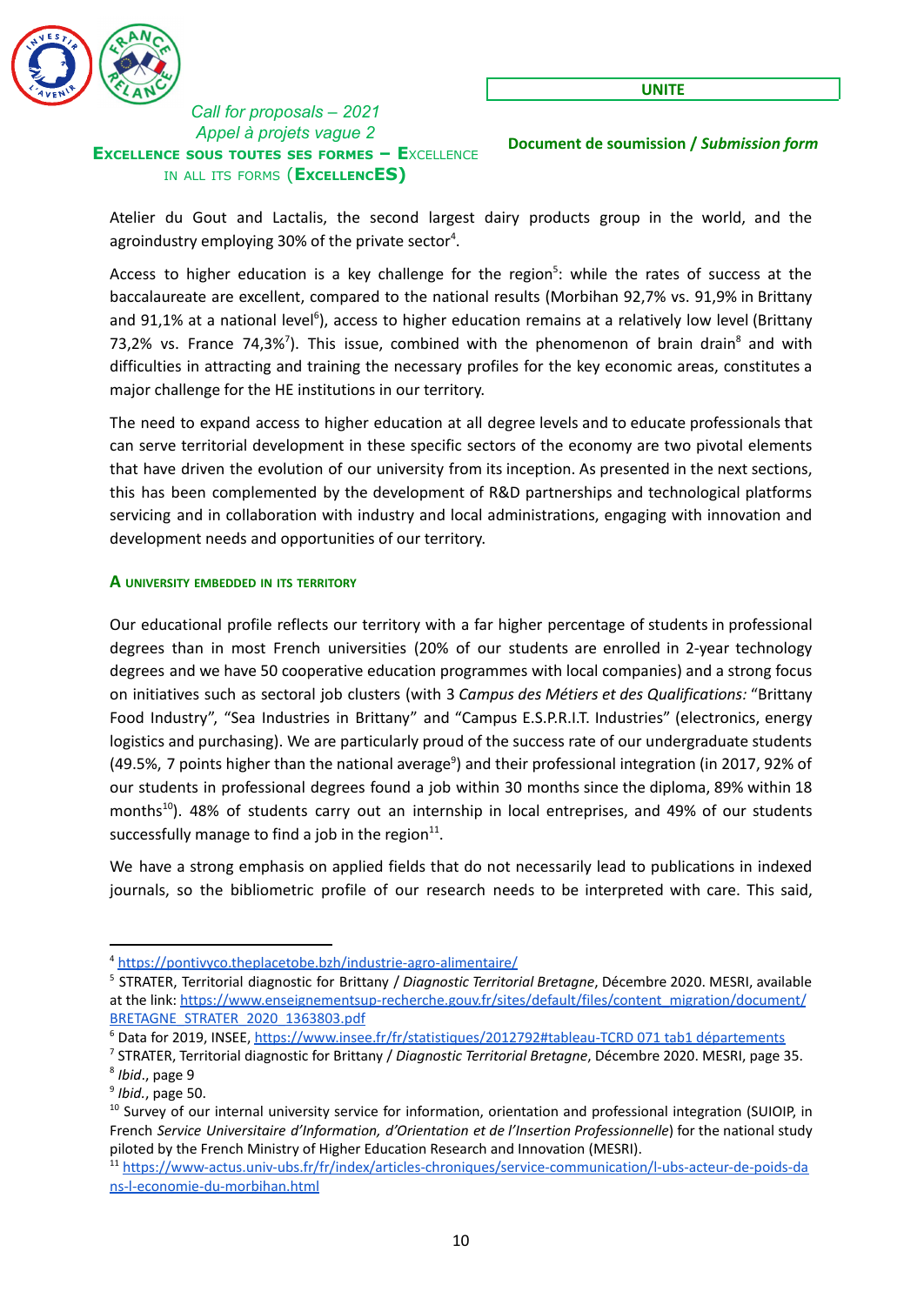Atelier du Gout and Lactalis, the second largest dairy products group in the world, and the agroindustry employing 30% of the private sector[4].

Access to higher education is a key challenge for the region[5]: while the rates of success at the baccalaureate are excellent, compared to the national results (Morbihan 92,7% vs. 91,9% in Brittany and 91,1% at a national level[6]), access to higher education remains at a relatively low level (Brittany 73,2% vs. France 74,3%[7]). This issue, combined with the phenomenon of brain drain[8] and with difficulties in attracting and training the necessary profiles for the key economic areas, constitutes a major challenge for the HE institutions in our territory.

The need to expand access to higher education at all degree levels and to educate professionals that can serve territorial development in these specific sectors of the economy are two pivotal elements that have driven the evolution of our university from its inception. As presented in the next sections, this has been complemented by the development of R&D partnerships and technological platforms servicing and in collaboration with industry and local administrations, engaging with innovation and development needs and opportunities of our territory.

### A UNIVERSITY EMBEDDED IN ITS TERRITORY

Our educational profile reflects our territory with a far higher percentage of students in professional degrees than in most French universities (20% of our students are enrolled in 2-year technology degrees and we have 50 cooperative education programmes with local companies) and a strong focus on initiatives such as sectoral job clusters (with 3 *Campus des Métiers et des Qualifications:* "Brittany Food Industry", "Sea Industries in Brittany" and "Campus E.S.P.R.I.T. Industries" (electronics, energy logistics and purchasing). We are particularly proud of the success rate of our undergraduate students (49.5%, 7 points higher than the national average[9]) and their professional integration (in 2017, 92% of our students in professional degrees found a job within 30 months since the diploma, 89% within 18 months[10]). 48% of students carry out an internship in local entreprises, and 49% of our students successfully manage to find a job in the region[11].

We have a strong emphasis on applied fields that do not necessarily lead to publications in indexed journals, so the bibliometric profile of our research needs to be interpreted with care. This said,

---

[4] https://pontivyco.theplacetobe.bzh/industrie-agro-alimentaire/

[5] STRATER, Territorial diagnostic for Brittany / *Diagnostic Territorial Bretagne*, Décembre 2020. MESRI, available at the link: https://www.enseignementsup-recherche.gouv.fr/sites/default/files/content_migration/document/BRETAGNE_STRATER_2020_1363803.pdf

[6] Data for 2019, INSEE, https://www.insee.fr/fr/statistiques/2012792#tableau-TCRD_071_tab1_départements

[7] STRATER, Territorial diagnostic for Brittany / *Diagnostic Territorial Bretagne*, Décembre 2020. MESRI, page 35.

[8] *Ibid.*, page 9

[9] *Ibid.*, page 50.

[10] Survey of our internal university service for information, orientation and professional integration (SUIOIP, in French *Service Universitaire d'Information, d'Orientation et de l'Insertion Professionnelle*) for the national study piloted by the French Ministry of Higher Education Research and Innovation (MESRI).

[11] https://www-actus.univ-ubs.fr/fr/index/articles-chroniques/service-communication/l-ubs-acteur-de-poids-dans-l-economie-du-morbihan.html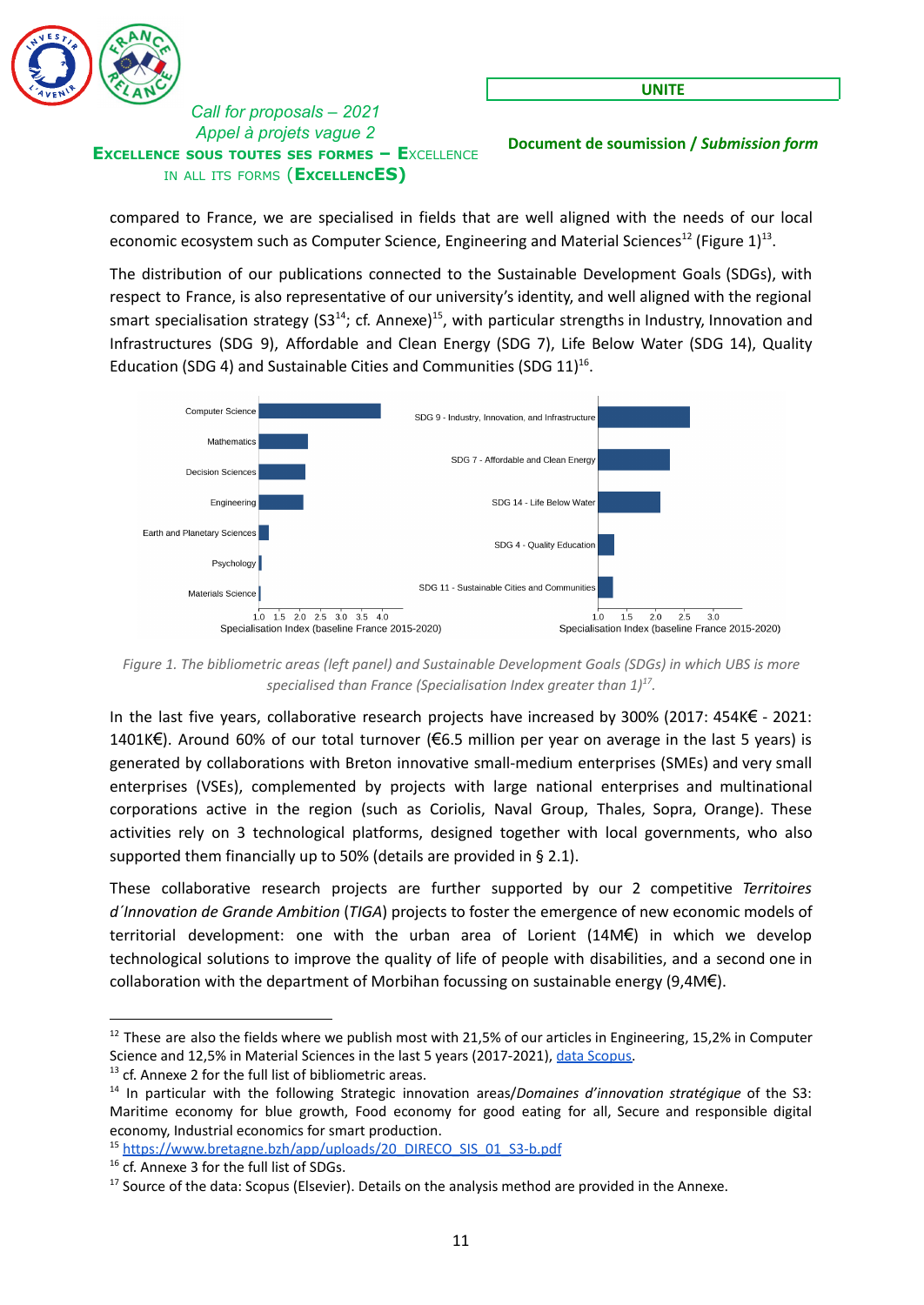compared to France, we are specialised in fields that are well aligned with the needs of our local economic ecosystem such as Computer Science, Engineering and Material Sciences[12] (Figure 1)[13].

The distribution of our publications connected to the Sustainable Development Goals (SDGs), with respect to France, is also representative of our university's identity, and well aligned with the regional smart specialisation strategy (S3[14]; cf. Annexe)[15], with particular strengths in Industry, Innovation and Infrastructures (SDG 9), Affordable and Clean Energy (SDG 7), Life Below Water (SDG 14), Quality Education (SDG 4) and Sustainable Cities and Communities (SDG 11)[16].

*Figure 1. The bibliometric areas (left panel) and Sustainable Development Goals (SDGs) in which UBS is more specialised than France (Specialisation Index greater than 1)[17].*

In the last five years, collaborative research projects have increased by 300% (2017: 454K€ - 2021: 1401K€). Around 60% of our total turnover (€6.5 million per year on average in the last 5 years) is generated by collaborations with Breton innovative small-medium enterprises (SMEs) and very small enterprises (VSEs), complemented by projects with large national enterprises and multinational corporations active in the region (such as Coriolis, Naval Group, Thales, Sopra, Orange). These activities rely on 3 technological platforms, designed together with local governments, who also supported them financially up to 50% (details are provided in § 2.1).

These collaborative research projects are further supported by our 2 competitive *Territoires d´Innovation de Grande Ambition* (*TIGA*) projects to foster the emergence of new economic models of territorial development: one with the urban area of Lorient (14M€) in which we develop technological solutions to improve the quality of life of people with disabilities, and a second one in collaboration with the department of Morbihan focussing on sustainable energy (9,4M€).

---

[12] These are also the fields where we publish most with 21,5% of our articles in Engineering, 15,2% in Computer Science and 12,5% in Material Sciences in the last 5 years (2017-2021), data Scopus.

[13] cf. Annexe 2 for the full list of bibliometric areas.

[14] In particular with the following Strategic innovation areas/*Domaines d'innovation stratégique* of the S3: Maritime economy for blue growth, Food economy for good eating for all, Secure and responsible digital economy, Industrial economics for smart production.

[15] https://www.bretagne.bzh/app/uploads/20_DIRECO_SIS_01_S3-b.pdf

[16] cf. Annexe 3 for the full list of SDGs.

[17] Source of the data: Scopus (Elsevier). Details on the analysis method are provided in the Annexe.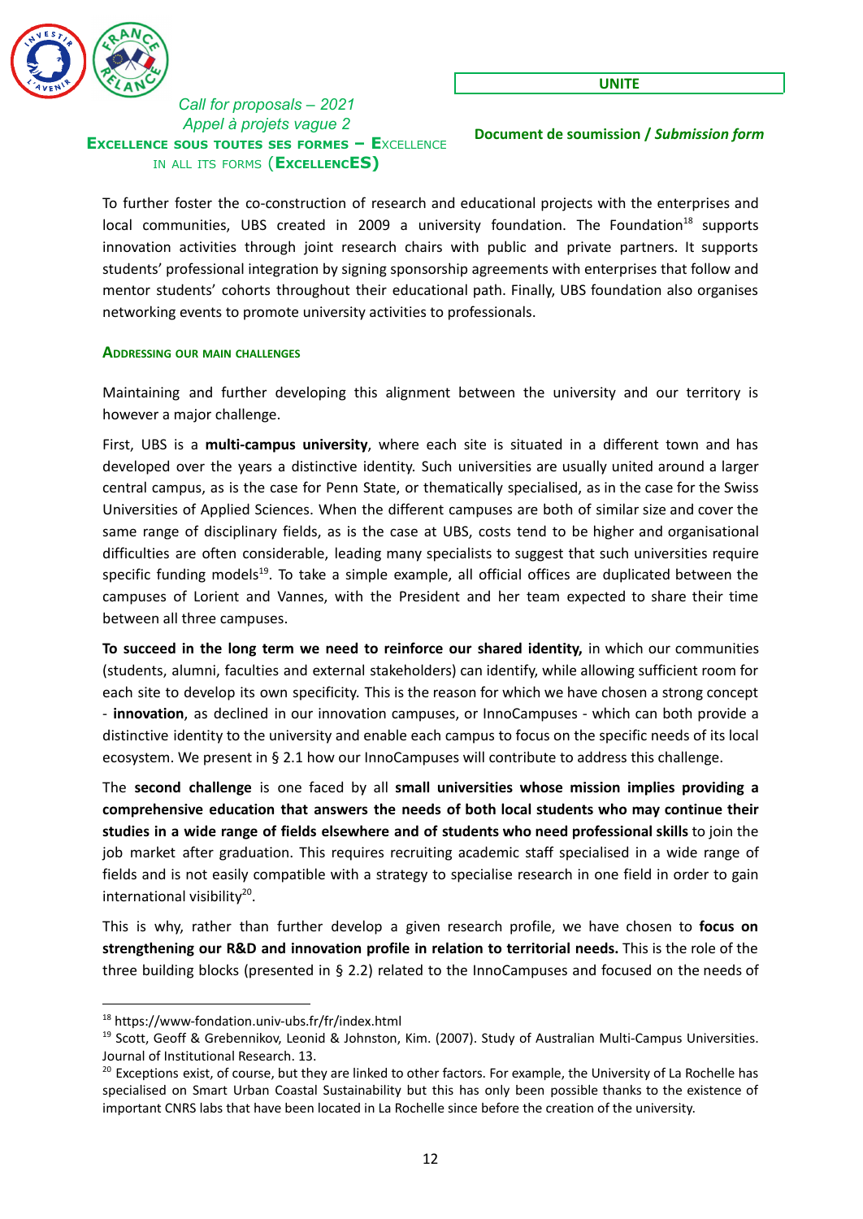To further foster the co-construction of research and educational projects with the enterprises and local communities, UBS created in 2009 a university foundation. The Foundation[18] supports innovation activities through joint research chairs with public and private partners. It supports students' professional integration by signing sponsorship agreements with enterprises that follow and mentor students' cohorts throughout their educational path. Finally, UBS foundation also organises networking events to promote university activities to professionals.

#### Addressing our main challenges

Maintaining and further developing this alignment between the university and our territory is however a major challenge.

First, UBS is a **multi-campus university**, where each site is situated in a different town and has developed over the years a distinctive identity. Such universities are usually united around a larger central campus, as is the case for Penn State, or thematically specialised, as in the case for the Swiss Universities of Applied Sciences. When the different campuses are both of similar size and cover the same range of disciplinary fields, as is the case at UBS, costs tend to be higher and organisational difficulties are often considerable, leading many specialists to suggest that such universities require specific funding models[19]. To take a simple example, all official offices are duplicated between the campuses of Lorient and Vannes, with the President and her team expected to share their time between all three campuses.

**To succeed in the long term we need to reinforce our shared identity,** in which our communities (students, alumni, faculties and external stakeholders) can identify, while allowing sufficient room for each site to develop its own specificity. This is the reason for which we have chosen a strong concept - **innovation**, as declined in our innovation campuses, or InnoCampuses - which can both provide a distinctive identity to the university and enable each campus to focus on the specific needs of its local ecosystem. We present in § 2.1 how our InnoCampuses will contribute to address this challenge.

The **second challenge** is one faced by all **small universities whose mission implies providing a comprehensive education that answers the needs of both local students who may continue their studies in a wide range of fields elsewhere and of students who need professional skills** to join the job market after graduation. This requires recruiting academic staff specialised in a wide range of fields and is not easily compatible with a strategy to specialise research in one field in order to gain international visibility[20].

This is why, rather than further develop a given research profile, we have chosen to **focus on strengthening our R&D and innovation profile in relation to territorial needs.** This is the role of the three building blocks (presented in § 2.2) related to the InnoCampuses and focused on the needs of

---

[18] https://www-fondation.univ-ubs.fr/fr/index.html

[19] Scott, Geoff & Grebennikov, Leonid & Johnston, Kim. (2007). Study of Australian Multi-Campus Universities. Journal of Institutional Research. 13.

[20] Exceptions exist, of course, but they are linked to other factors. For example, the University of La Rochelle has specialised on Smart Urban Coastal Sustainability but this has only been possible thanks to the existence of important CNRS labs that have been located in La Rochelle since before the creation of the university.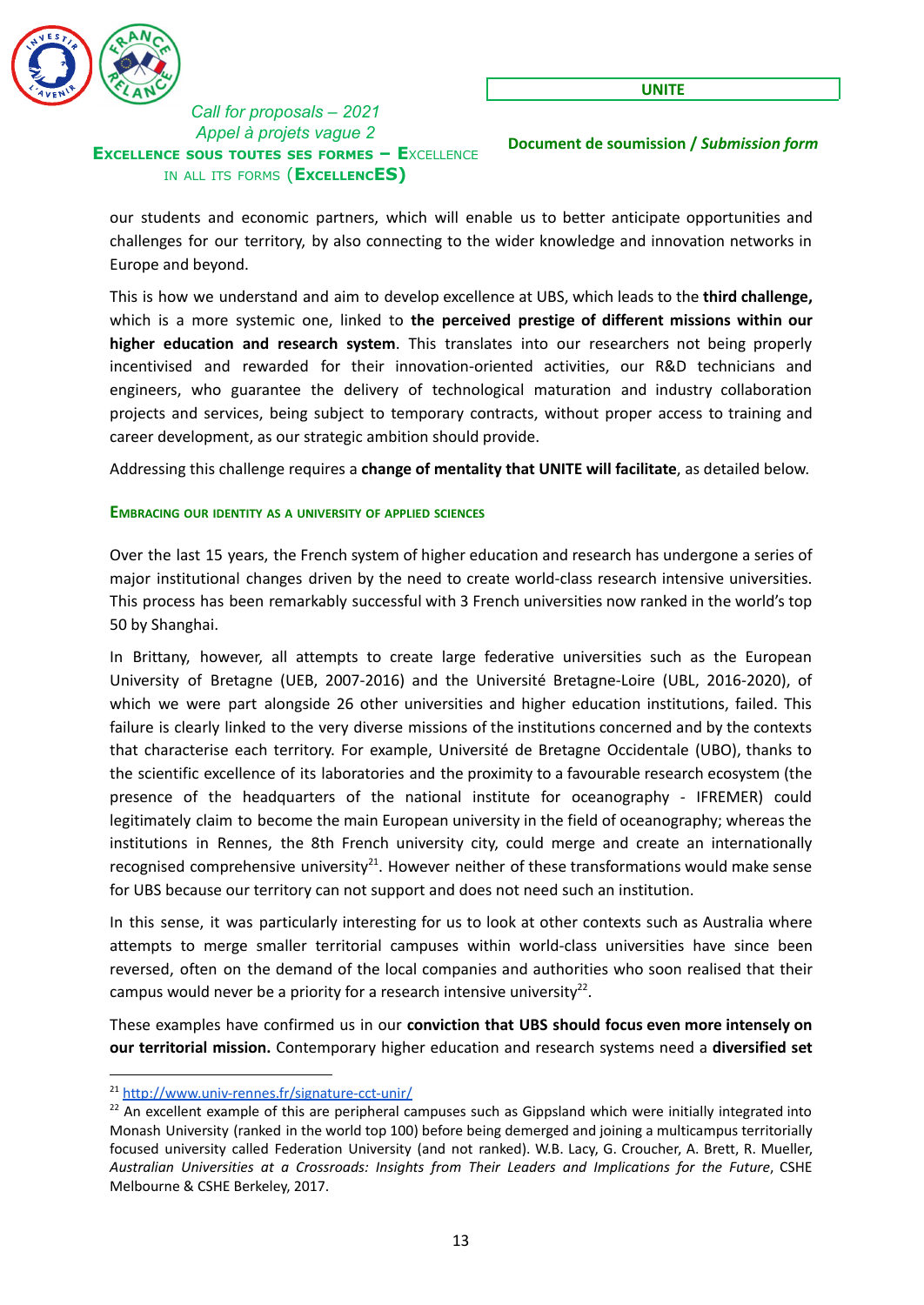our students and economic partners, which will enable us to better anticipate opportunities and challenges for our territory, by also connecting to the wider knowledge and innovation networks in Europe and beyond.

This is how we understand and aim to develop excellence at UBS, which leads to the **third challenge,** which is a more systemic one, linked to **the perceived prestige of different missions within our higher education and research system**. This translates into our researchers not being properly incentivised and rewarded for their innovation-oriented activities, our R&D technicians and engineers, who guarantee the delivery of technological maturation and industry collaboration projects and services, being subject to temporary contracts, without proper access to training and career development, as our strategic ambition should provide.

Addressing this challenge requires a **change of mentality that UNITE will facilitate**, as detailed below.

#### Embracing our identity as a university of applied sciences

Over the last 15 years, the French system of higher education and research has undergone a series of major institutional changes driven by the need to create world-class research intensive universities. This process has been remarkably successful with 3 French universities now ranked in the world's top 50 by Shanghai.

In Brittany, however, all attempts to create large federative universities such as the European University of Bretagne (UEB, 2007-2016) and the Université Bretagne-Loire (UBL, 2016-2020), of which we were part alongside 26 other universities and higher education institutions, failed. This failure is clearly linked to the very diverse missions of the institutions concerned and by the contexts that characterise each territory. For example, Université de Bretagne Occidentale (UBO), thanks to the scientific excellence of its laboratories and the proximity to a favourable research ecosystem (the presence of the headquarters of the national institute for oceanography - IFREMER) could legitimately claim to become the main European university in the field of oceanography; whereas the institutions in Rennes, the 8th French university city, could merge and create an internationally recognised comprehensive university[21]. However neither of these transformations would make sense for UBS because our territory can not support and does not need such an institution.

In this sense, it was particularly interesting for us to look at other contexts such as Australia where attempts to merge smaller territorial campuses within world-class universities have since been reversed, often on the demand of the local companies and authorities who soon realised that their campus would never be a priority for a research intensive university[22].

These examples have confirmed us in our **conviction that UBS should focus even more intensely on our territorial mission.** Contemporary higher education and research systems need a **diversified set**

---

[21] http://www.univ-rennes.fr/signature-cct-unir/

[22] An excellent example of this are peripheral campuses such as Gippsland which were initially integrated into Monash University (ranked in the world top 100) before being demerged and joining a multicampus territorially focused university called Federation University (and not ranked). W.B. Lacy, G. Croucher, A. Brett, R. Mueller, *Australian Universities at a Crossroads: Insights from Their Leaders and Implications for the Future*, CSHE Melbourne & CSHE Berkeley, 2017.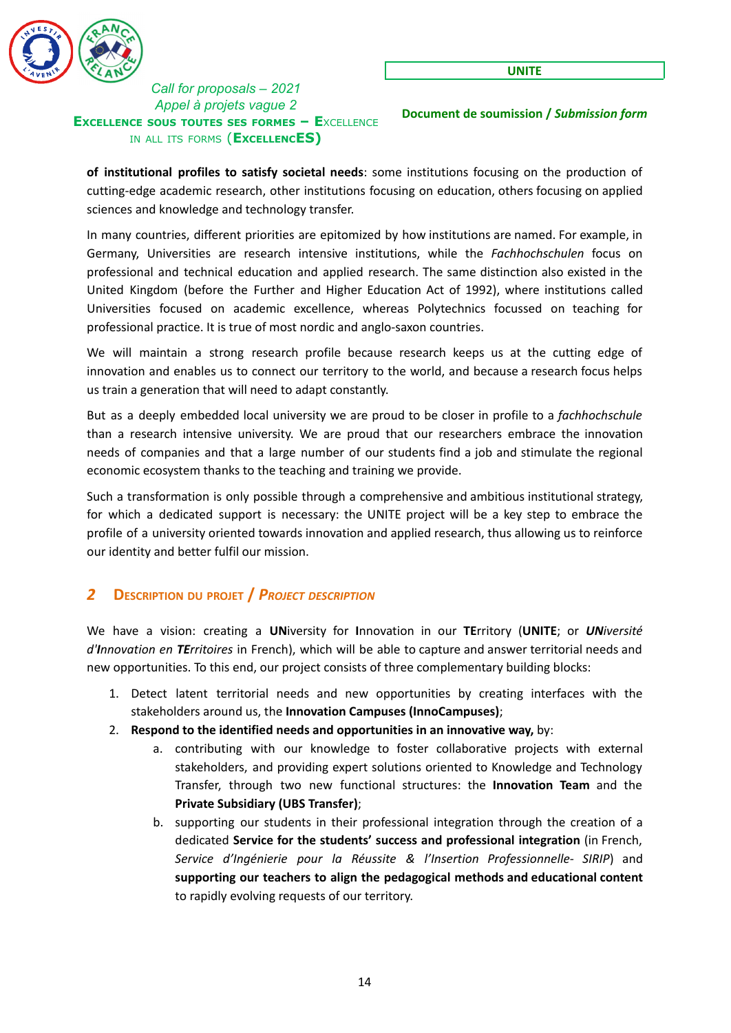**of institutional profiles to satisfy societal needs**: some institutions focusing on the production of cutting-edge academic research, other institutions focusing on education, others focusing on applied sciences and knowledge and technology transfer.

In many countries, different priorities are epitomized by how institutions are named. For example, in Germany, Universities are research intensive institutions, while the *Fachhochschulen* focus on professional and technical education and applied research. The same distinction also existed in the United Kingdom (before the Further and Higher Education Act of 1992), where institutions called Universities focused on academic excellence, whereas Polytechnics focussed on teaching for professional practice. It is true of most nordic and anglo-saxon countries.

We will maintain a strong research profile because research keeps us at the cutting edge of innovation and enables us to connect our territory to the world, and because a research focus helps us train a generation that will need to adapt constantly.

But as a deeply embedded local university we are proud to be closer in profile to a *fachhochschule* than a research intensive university. We are proud that our researchers embrace the innovation needs of companies and that a large number of our students find a job and stimulate the regional economic ecosystem thanks to the teaching and training we provide.

Such a transformation is only possible through a comprehensive and ambitious institutional strategy, for which a dedicated support is necessary: the UNITE project will be a key step to embrace the profile of a university oriented towards innovation and applied research, thus allowing us to reinforce our identity and better fulfil our mission.

## 2 Description du projet / *Project description*

We have a vision: creating a **UN**iversity for **I**nnovation in our **TE**rritory (**UNITE**; or ***UN**iversité d'**I**nnovation en **TE**rritoires* in French), which will be able to capture and answer territorial needs and new opportunities. To this end, our project consists of three complementary building blocks:

1. Detect latent territorial needs and new opportunities by creating interfaces with the stakeholders around us, the **Innovation Campuses (InnoCampuses)**;
2. **Respond to the identified needs and opportunities in an innovative way,** by:
    a. contributing with our knowledge to foster collaborative projects with external stakeholders, and providing expert solutions oriented to Knowledge and Technology Transfer, through two new functional structures: the **Innovation Team** and the **Private Subsidiary (UBS Transfer)**;
    b. supporting our students in their professional integration through the creation of a dedicated **Service for the students' success and professional integration** (in French, *Service d'Ingénierie pour la Réussite & l'Insertion Professionnelle- SIRIP*) and **supporting our teachers to align the pedagogical methods and educational content** to rapidly evolving requests of our territory.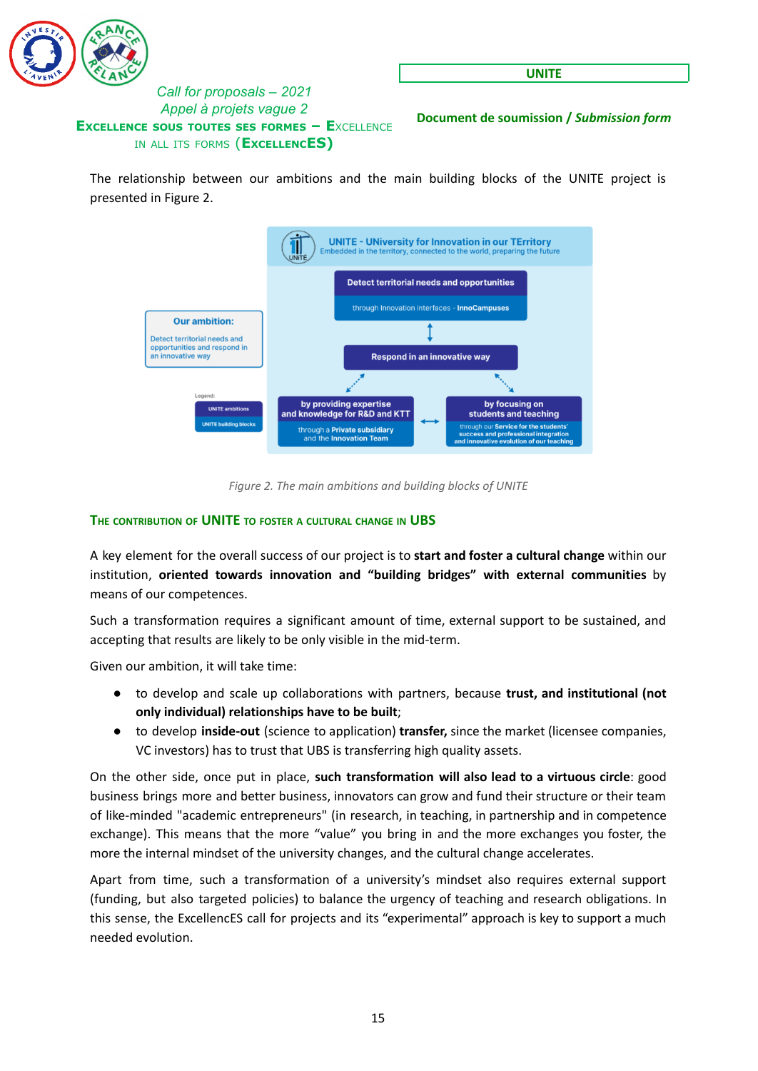The relationship between our ambitions and the main building blocks of the UNITE project is presented in Figure 2.

Figure 2. The main ambitions and building blocks of UNITE

### The contribution of UNITE to foster a cultural change in UBS

A key element for the overall success of our project is to **start and foster a cultural change** within our institution, **oriented towards innovation and "building bridges" with external communities** by means of our competences.

Such a transformation requires a significant amount of time, external support to be sustained, and accepting that results are likely to be only visible in the mid-term.

Given our ambition, it will take time:

- to develop and scale up collaborations with partners, because **trust, and institutional (not only individual) relationships have to be built**;
- to develop **inside-out** (science to application) **transfer,** since the market (licensee companies, VC investors) has to trust that UBS is transferring high quality assets.

On the other side, once put in place, **such transformation will also lead to a virtuous circle**: good business brings more and better business, innovators can grow and fund their structure or their team of like-minded "academic entrepreneurs" (in research, in teaching, in partnership and in competence exchange). This means that the more "value" you bring in and the more exchanges you foster, the more the internal mindset of the university changes, and the cultural change accelerates.

Apart from time, such a transformation of a university's mindset also requires external support (funding, but also targeted policies) to balance the urgency of teaching and research obligations. In this sense, the ExcellencES call for projects and its "experimental" approach is key to support a much needed evolution.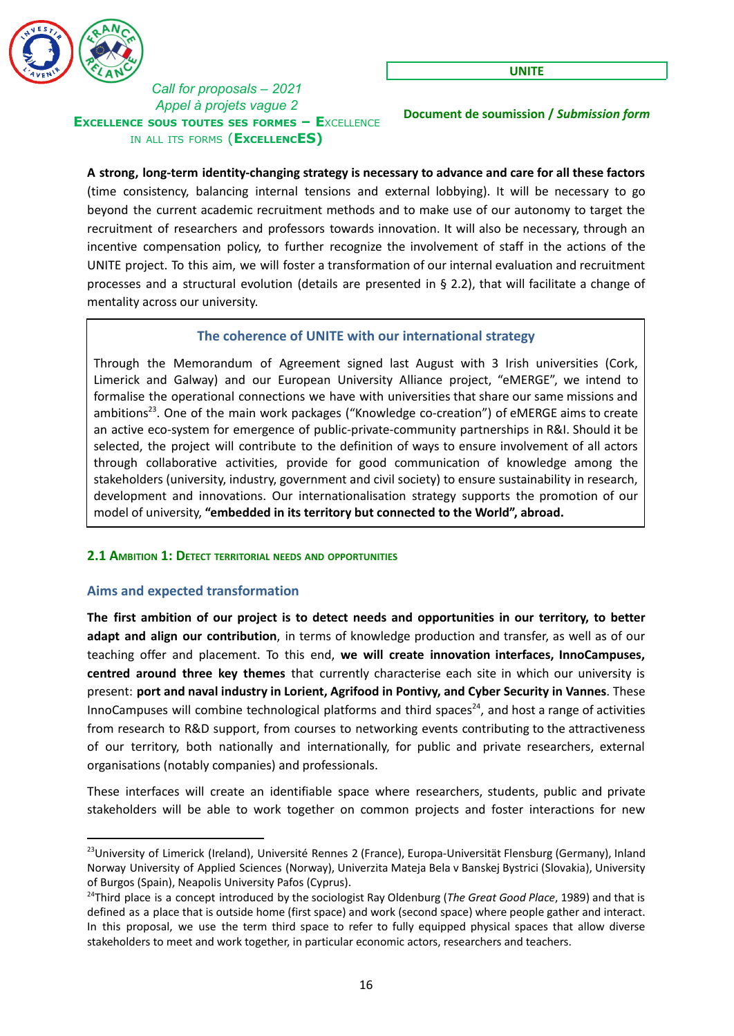**A strong, long-term identity-changing strategy is necessary to advance and care for all these factors** (time consistency, balancing internal tensions and external lobbying). It will be necessary to go beyond the current academic recruitment methods and to make use of our autonomy to target the recruitment of researchers and professors towards innovation. It will also be necessary, through an incentive compensation policy, to further recognize the involvement of staff in the actions of the UNITE project. To this aim, we will foster a transformation of our internal evaluation and recruitment processes and a structural evolution (details are presented in § 2.2), that will facilitate a change of mentality across our university.

> **The coherence of UNITE with our international strategy**
>
> Through the Memorandum of Agreement signed last August with 3 Irish universities (Cork, Limerick and Galway) and our European University Alliance project, "eMERGE", we intend to formalise the operational connections we have with universities that share our same missions and ambitions[23]. One of the main work packages ("Knowledge co-creation") of eMERGE aims to create an active eco-system for emergence of public-private-community partnerships in R&I. Should it be selected, the project will contribute to the definition of ways to ensure involvement of all actors through collaborative activities, provide for good communication of knowledge among the stakeholders (university, industry, government and civil society) to ensure sustainability in research, development and innovations. Our internationalisation strategy supports the promotion of our model of university, **"embedded in its territory but connected to the World", abroad.**

### 2.1 Ambition 1: Detect territorial needs and opportunities

#### Aims and expected transformation

**The first ambition of our project is to detect needs and opportunities in our territory, to better adapt and align our contribution**, in terms of knowledge production and transfer, as well as of our teaching offer and placement. To this end, **we will create innovation interfaces, InnoCampuses, centred around three key themes** that currently characterise each site in which our university is present: **port and naval industry in Lorient, Agrifood in Pontivy, and Cyber Security in Vannes**. These InnoCampuses will combine technological platforms and third spaces[24], and host a range of activities from research to R&D support, from courses to networking events contributing to the attractiveness of our territory, both nationally and internationally, for public and private researchers, external organisations (notably companies) and professionals.

These interfaces will create an identifiable space where researchers, students, public and private stakeholders will be able to work together on common projects and foster interactions for new

---

[23] University of Limerick (Ireland), Université Rennes 2 (France), Europa-Universität Flensburg (Germany), Inland Norway University of Applied Sciences (Norway), Univerzita Mateja Bela v Banskej Bystrici (Slovakia), University of Burgos (Spain), Neapolis University Pafos (Cyprus).

[24] Third place is a concept introduced by the sociologist Ray Oldenburg (*The Great Good Place*, 1989) and that is defined as a place that is outside home (first space) and work (second space) where people gather and interact. In this proposal, we use the term third space to refer to fully equipped physical spaces that allow diverse stakeholders to meet and work together, in particular economic actors, researchers and teachers.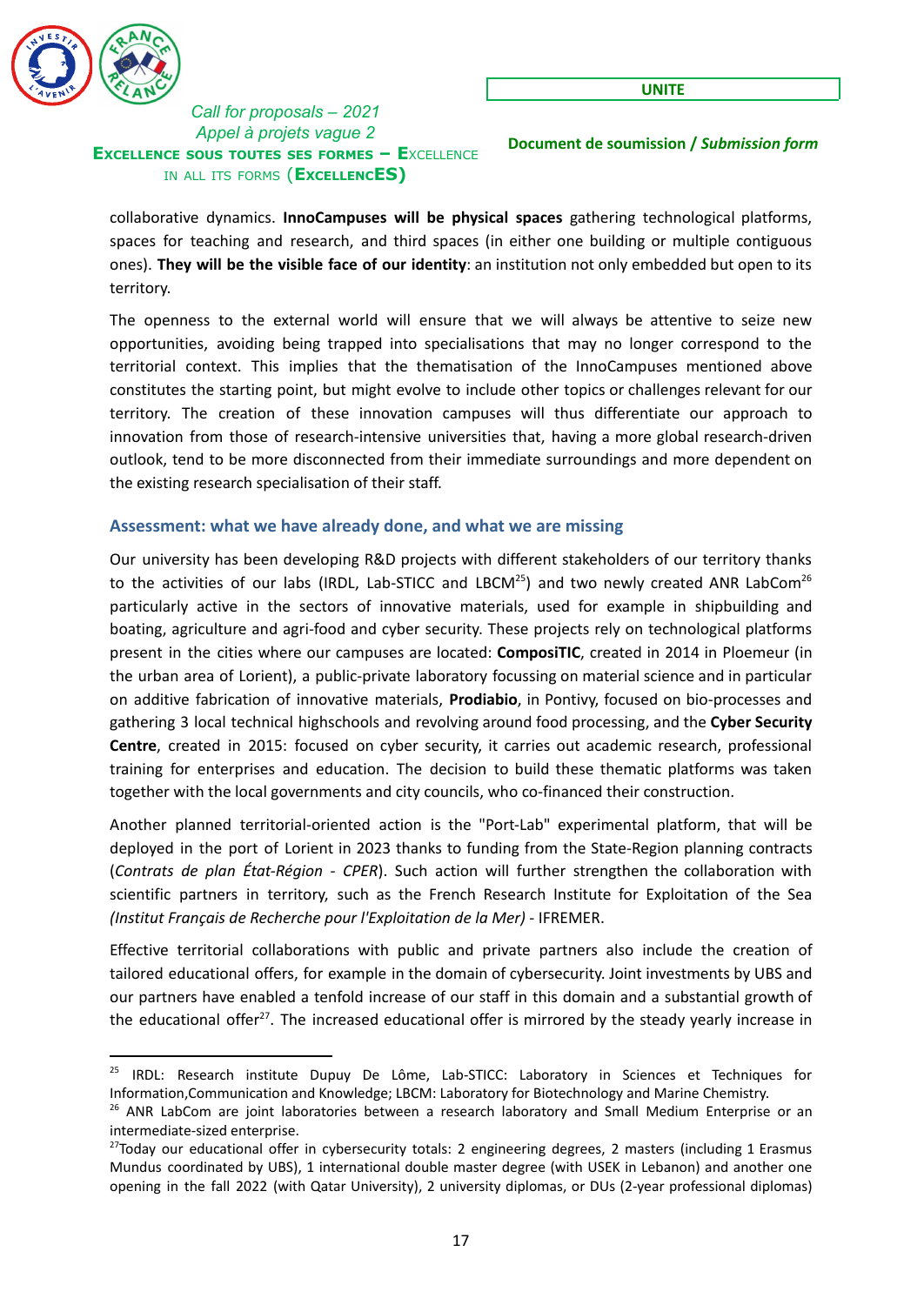collaborative dynamics. **InnoCampuses will be physical spaces** gathering technological platforms, spaces for teaching and research, and third spaces (in either one building or multiple contiguous ones). **They will be the visible face of our identity**: an institution not only embedded but open to its territory.

The openness to the external world will ensure that we will always be attentive to seize new opportunities, avoiding being trapped into specialisations that may no longer correspond to the territorial context. This implies that the thematisation of the InnoCampuses mentioned above constitutes the starting point, but might evolve to include other topics or challenges relevant for our territory. The creation of these innovation campuses will thus differentiate our approach to innovation from those of research-intensive universities that, having a more global research-driven outlook, tend to be more disconnected from their immediate surroundings and more dependent on the existing research specialisation of their staff.

### Assessment: what we have already done, and what we are missing

Our university has been developing R&D projects with different stakeholders of our territory thanks to the activities of our labs (IRDL, Lab-STICC and LBCM[25]) and two newly created ANR LabCom[26] particularly active in the sectors of innovative materials, used for example in shipbuilding and boating, agriculture and agri-food and cyber security. These projects rely on technological platforms present in the cities where our campuses are located: **ComposiTIC**, created in 2014 in Ploemeur (in the urban area of Lorient), a public-private laboratory focussing on material science and in particular on additive fabrication of innovative materials, **Prodiabio**, in Pontivy, focused on bio-processes and gathering 3 local technical highschools and revolving around food processing, and the **Cyber Security Centre**, created in 2015: focused on cyber security, it carries out academic research, professional training for enterprises and education. The decision to build these thematic platforms was taken together with the local governments and city councils, who co-financed their construction.

Another planned territorial-oriented action is the "Port-Lab" experimental platform, that will be deployed in the port of Lorient in 2023 thanks to funding from the State-Region planning contracts (*Contrats de plan État-Région - CPER*). Such action will further strengthen the collaboration with scientific partners in territory, such as the French Research Institute for Exploitation of the Sea *(Institut Français de Recherche pour l'Exploitation de la Mer)* - IFREMER.

Effective territorial collaborations with public and private partners also include the creation of tailored educational offers, for example in the domain of cybersecurity. Joint investments by UBS and our partners have enabled a tenfold increase of our staff in this domain and a substantial growth of the educational offer[27]. The increased educational offer is mirrored by the steady yearly increase in

---

[25] IRDL: Research institute Dupuy De Lôme, Lab-STICC: Laboratory in Sciences et Techniques for Information,Communication and Knowledge; LBCM: Laboratory for Biotechnology and Marine Chemistry.

[26] ANR LabCom are joint laboratories between a research laboratory and Small Medium Enterprise or an intermediate-sized enterprise.

[27] Today our educational offer in cybersecurity totals: 2 engineering degrees, 2 masters (including 1 Erasmus Mundus coordinated by UBS), 1 international double master degree (with USEK in Lebanon) and another one opening in the fall 2022 (with Qatar University), 2 university diplomas, or DUs (2-year professional diplomas)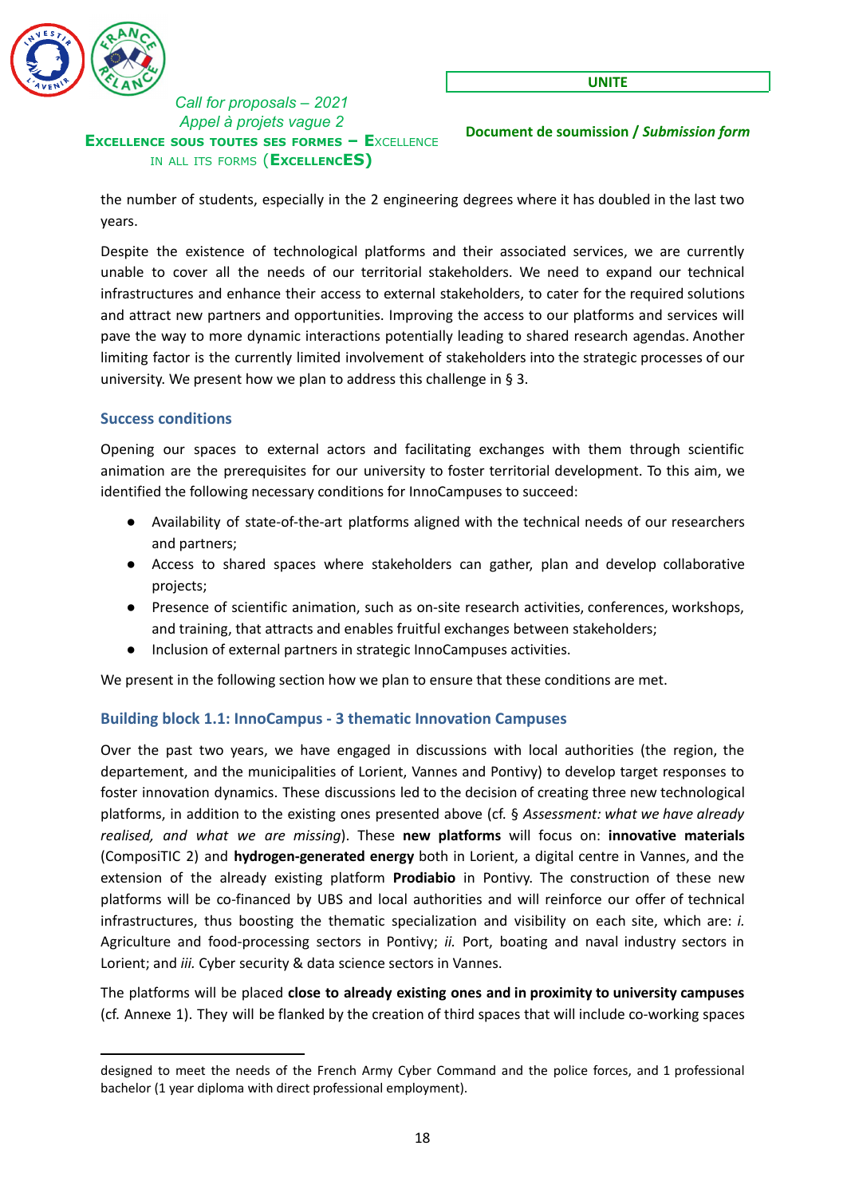the number of students, especially in the 2 engineering degrees where it has doubled in the last two years.

Despite the existence of technological platforms and their associated services, we are currently unable to cover all the needs of our territorial stakeholders. We need to expand our technical infrastructures and enhance their access to external stakeholders, to cater for the required solutions and attract new partners and opportunities. Improving the access to our platforms and services will pave the way to more dynamic interactions potentially leading to shared research agendas. Another limiting factor is the currently limited involvement of stakeholders into the strategic processes of our university. We present how we plan to address this challenge in § 3.

### Success conditions

Opening our spaces to external actors and facilitating exchanges with them through scientific animation are the prerequisites for our university to foster territorial development. To this aim, we identified the following necessary conditions for InnoCampuses to succeed:

- Availability of state-of-the-art platforms aligned with the technical needs of our researchers and partners;
- Access to shared spaces where stakeholders can gather, plan and develop collaborative projects;
- Presence of scientific animation, such as on-site research activities, conferences, workshops, and training, that attracts and enables fruitful exchanges between stakeholders;
- Inclusion of external partners in strategic InnoCampuses activities.

We present in the following section how we plan to ensure that these conditions are met.

### Building block 1.1: InnoCampus - 3 thematic Innovation Campuses

Over the past two years, we have engaged in discussions with local authorities (the region, the departement, and the municipalities of Lorient, Vannes and Pontivy) to develop target responses to foster innovation dynamics. These discussions led to the decision of creating three new technological platforms, in addition to the existing ones presented above (cf. § *Assessment: what we have already realised, and what we are missing*). These **new platforms** will focus on: **innovative materials** (CompositIC 2) and **hydrogen-generated energy** both in Lorient, a digital centre in Vannes, and the extension of the already existing platform **Prodiabio** in Pontivy. The construction of these new platforms will be co-financed by UBS and local authorities and will reinforce our offer of technical infrastructures, thus boosting the thematic specialization and visibility on each site, which are: *i.* Agriculture and food-processing sectors in Pontivy; *ii.* Port, boating and naval industry sectors in Lorient; and *iii.* Cyber security & data science sectors in Vannes.

The platforms will be placed **close to already existing ones and in proximity to university campuses** (cf. Annexe 1). They will be flanked by the creation of third spaces that will include co-working spaces

designed to meet the needs of the French Army Cyber Command and the police forces, and 1 professional bachelor (1 year diploma with direct professional employment).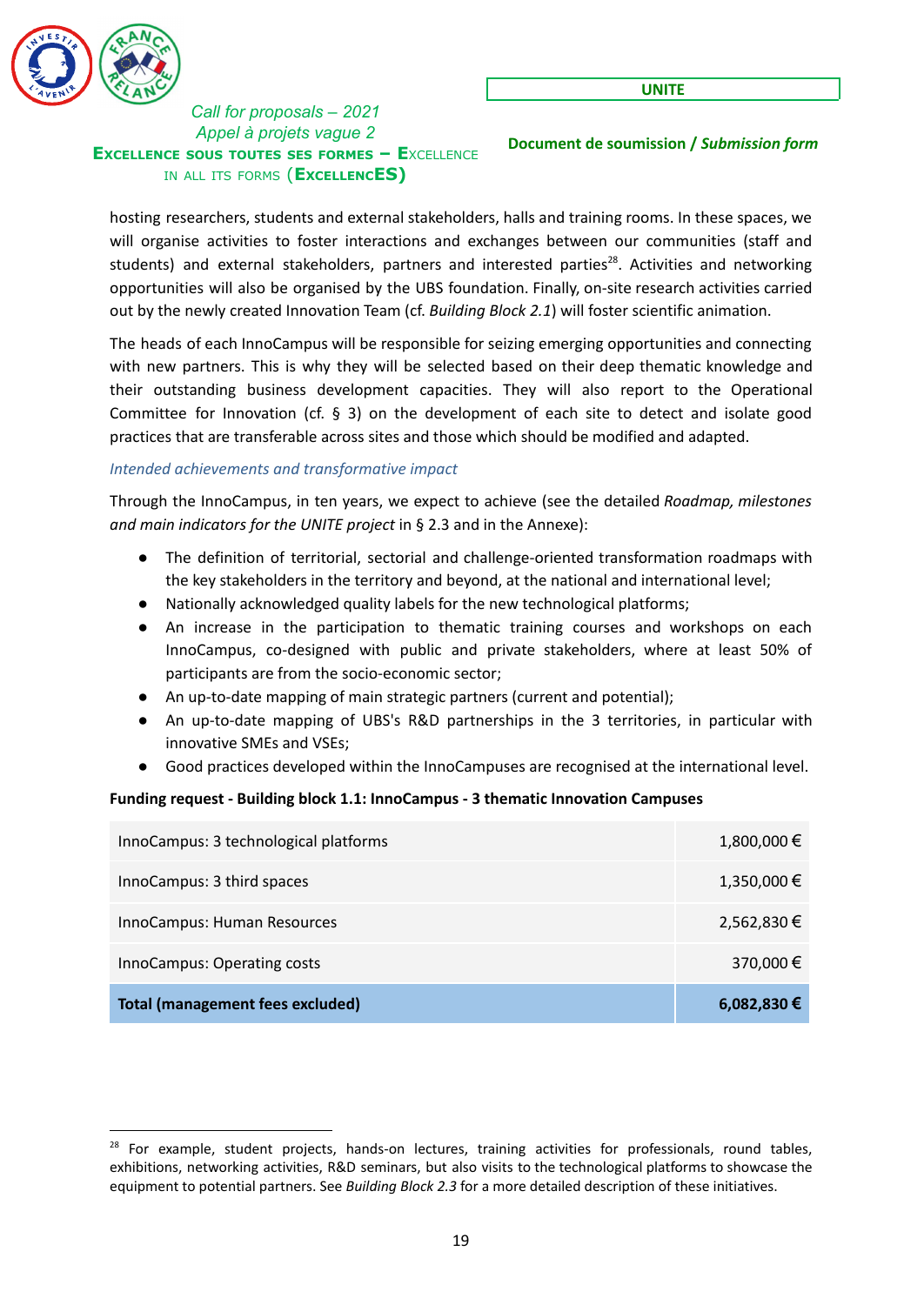hosting researchers, students and external stakeholders, halls and training rooms. In these spaces, we will organise activities to foster interactions and exchanges between our communities (staff and students) and external stakeholders, partners and interested parties[28]. Activities and networking opportunities will also be organised by the UBS foundation. Finally, on-site research activities carried out by the newly created Innovation Team (cf. *Building Block 2.1*) will foster scientific animation.

The heads of each InnoCampus will be responsible for seizing emerging opportunities and connecting with new partners. This is why they will be selected based on their deep thematic knowledge and their outstanding business development capacities. They will also report to the Operational Committee for Innovation (cf. § 3) on the development of each site to detect and isolate good practices that are transferable across sites and those which should be modified and adapted.

*Intended achievements and transformative impact*

Through the InnoCampus, in ten years, we expect to achieve (see the detailed *Roadmap, milestones and main indicators for the UNITE project* in § 2.3 and in the Annexe):

- The definition of territorial, sectorial and challenge-oriented transformation roadmaps with the key stakeholders in the territory and beyond, at the national and international level;
- Nationally acknowledged quality labels for the new technological platforms;
- An increase in the participation to thematic training courses and workshops on each InnoCampus, co-designed with public and private stakeholders, where at least 50% of participants are from the socio-economic sector;
- An up-to-date mapping of main strategic partners (current and potential);
- An up-to-date mapping of UBS's R&D partnerships in the 3 territories, in particular with innovative SMEs and VSEs;
- Good practices developed within the InnoCampuses are recognised at the international level.

**Funding request - Building block 1.1: InnoCampus - 3 thematic Innovation Campuses**

| | |
|---|---:|
| InnoCampus: 3 technological platforms | 1,800,000 € |
| InnoCampus: 3 third spaces | 1,350,000 € |
| InnoCampus: Human Resources | 2,562,830 € |
| InnoCampus: Operating costs | 370,000 € |
| **Total (management fees excluded)** | **6,082,830 €** |

[28] For example, student projects, hands-on lectures, training activities for professionals, round tables, exhibitions, networking activities, R&D seminars, but also visits to the technological platforms to showcase the equipment to potential partners. See *Building Block 2.3* for a more detailed description of these initiatives.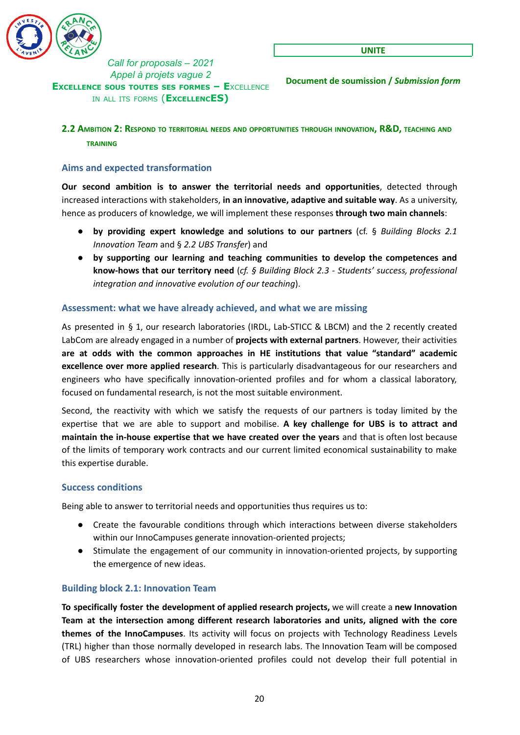## 2.2 Ambition 2: Respond to territorial needs and opportunities through innovation, R&D, teaching and training

### Aims and expected transformation

**Our second ambition is to answer the territorial needs and opportunities**, detected through increased interactions with stakeholders, **in an innovative, adaptive and suitable way**. As a university, hence as producers of knowledge, we will implement these responses **through two main channels**:

- **by providing expert knowledge and solutions to our partners** (cf. § *Building Blocks 2.1 Innovation Team* and § *2.2 UBS Transfer*) and
- **by supporting our learning and teaching communities to develop the competences and know-hows that our territory need** (*cf. § Building Block 2.3 - Students' success, professional integration and innovative evolution of our teaching*).

### Assessment: what we have already achieved, and what we are missing

As presented in § 1, our research laboratories (IRDL, Lab-STICC & LBCM) and the 2 recently created LabCom are already engaged in a number of **projects with external partners**. However, their activities **are at odds with the common approaches in HE institutions that value "standard" academic excellence over more applied research**. This is particularly disadvantageous for our researchers and engineers who have specifically innovation-oriented profiles and for whom a classical laboratory, focused on fundamental research, is not the most suitable environment.

Second, the reactivity with which we satisfy the requests of our partners is today limited by the expertise that we are able to support and mobilise. **A key challenge for UBS is to attract and maintain the in-house expertise that we have created over the years** and that is often lost because of the limits of temporary work contracts and our current limited economical sustainability to make this expertise durable.

### Success conditions

Being able to answer to territorial needs and opportunities thus requires us to:

- Create the favourable conditions through which interactions between diverse stakeholders within our InnoCampuses generate innovation-oriented projects;
- Stimulate the engagement of our community in innovation-oriented projects, by supporting the emergence of new ideas.

### Building block 2.1: Innovation Team

**To specifically foster the development of applied research projects,** we will create a **new Innovation Team at the intersection among different research laboratories and units, aligned with the core themes of the InnoCampuses**. Its activity will focus on projects with Technology Readiness Levels (TRL) higher than those normally developed in research labs. The Innovation Team will be composed of UBS researchers whose innovation-oriented profiles could not develop their full potential in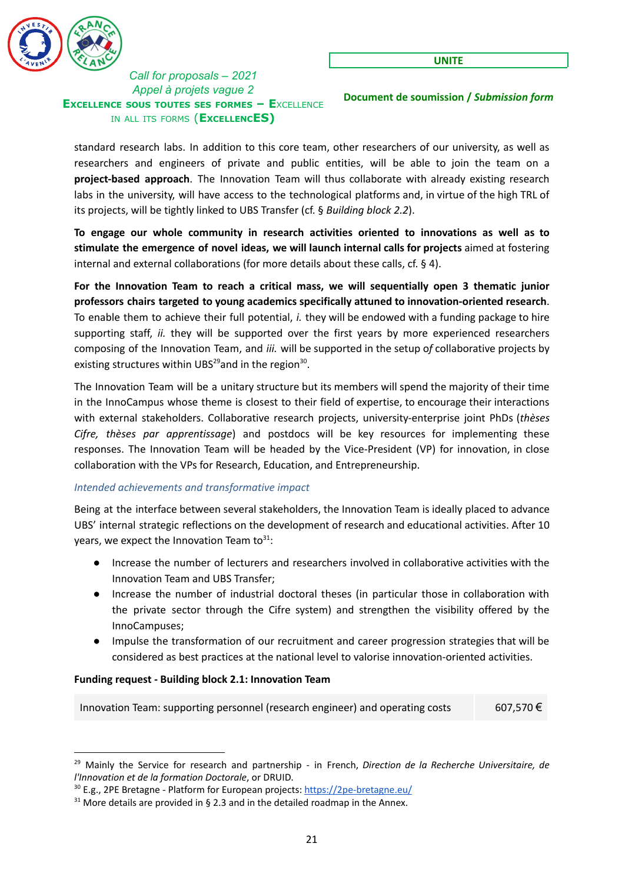standard research labs. In addition to this core team, other researchers of our university, as well as researchers and engineers of private and public entities, will be able to join the team on a **project-based approach**. The Innovation Team will thus collaborate with already existing research labs in the university, will have access to the technological platforms and, in virtue of the high TRL of its projects, will be tightly linked to UBS Transfer (cf. § *Building block 2.2*).

**To engage our whole community in research activities oriented to innovations as well as to stimulate the emergence of novel ideas, we will launch internal calls for projects** aimed at fostering internal and external collaborations (for more details about these calls, cf. § 4).

**For the Innovation Team to reach a critical mass, we will sequentially open 3 thematic junior professors chairs targeted to young academics specifically attuned to innovation-oriented research**. To enable them to achieve their full potential, *i.* they will be endowed with a funding package to hire supporting staff, *ii.* they will be supported over the first years by more experienced researchers composing of the Innovation Team, and *iii.* will be supported in the setup *of* collaborative projects by existing structures within UBS[29]and in the region[30].

The Innovation Team will be a unitary structure but its members will spend the majority of their time in the InnoCampus whose theme is closest to their field of expertise, to encourage their interactions with external stakeholders. Collaborative research projects, university-enterprise joint PhDs (*thèses Cifre, thèses par apprentissage*) and postdocs will be key resources for implementing these responses. The Innovation Team will be headed by the Vice-President (VP) for innovation, in close collaboration with the VPs for Research, Education, and Entrepreneurship.

*Intended achievements and transformative impact*

Being at the interface between several stakeholders, the Innovation Team is ideally placed to advance UBS' internal strategic reflections on the development of research and educational activities. After 10 years, we expect the Innovation Team to[31]:

- Increase the number of lecturers and researchers involved in collaborative activities with the Innovation Team and UBS Transfer;
- Increase the number of industrial doctoral theses (in particular those in collaboration with the private sector through the Cifre system) and strengthen the visibility offered by the InnoCampuses;
- Impulse the transformation of our recruitment and career progression strategies that will be considered as best practices at the national level to valorise innovation-oriented activities.

**Funding request - Building block 2.1: Innovation Team**

| Innovation Team: supporting personnel (research engineer) and operating costs | 607,570 € |
| --- | --- |

[29] Mainly the Service for research and partnership - in French, *Direction de la Recherche Universitaire, de l'Innovation et de la formation Doctorale*, or DRUID.

[30] E.g., 2PE Bretagne - Platform for European projects: https://2pe-bretagne.eu/

[31] More details are provided in § 2.3 and in the detailed roadmap in the Annex.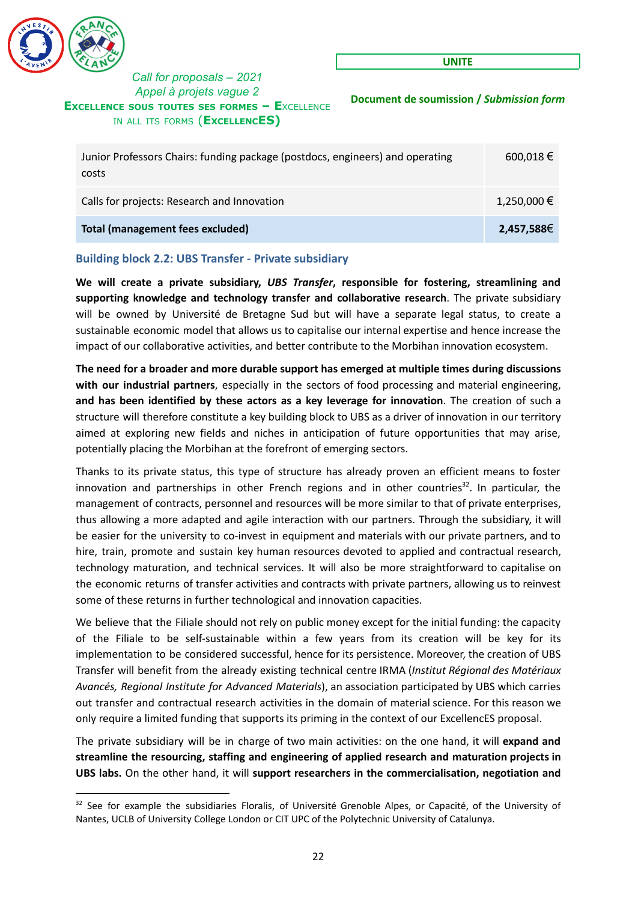| | |
|---|---|
| Junior Professors Chairs: funding package (postdocs, engineers) and operating costs | 600,018 € |
| Calls for projects: Research and Innovation | 1,250,000 € |
| **Total (management fees excluded)** | **2,457,588€** |

### Building block 2.2: UBS Transfer - Private subsidiary

**We will create a private subsidiary, *UBS Transfer*, responsible for fostering, streamlining and supporting knowledge and technology transfer and collaborative research**. The private subsidiary will be owned by Université de Bretagne Sud but will have a separate legal status, to create a sustainable economic model that allows us to capitalise our internal expertise and hence increase the impact of our collaborative activities, and better contribute to the Morbihan innovation ecosystem.

**The need for a broader and more durable support has emerged at multiple times during discussions with our industrial partners**, especially in the sectors of food processing and material engineering, **and has been identified by these actors as a key leverage for innovation**. The creation of such a structure will therefore constitute a key building block to UBS as a driver of innovation in our territory aimed at exploring new fields and niches in anticipation of future opportunities that may arise, potentially placing the Morbihan at the forefront of emerging sectors.

Thanks to its private status, this type of structure has already proven an efficient means to foster innovation and partnerships in other French regions and in other countries[32]. In particular, the management of contracts, personnel and resources will be more similar to that of private enterprises, thus allowing a more adapted and agile interaction with our partners. Through the subsidiary, it will be easier for the university to co-invest in equipment and materials with our private partners, and to hire, train, promote and sustain key human resources devoted to applied and contractual research, technology maturation, and technical services. It will also be more straightforward to capitalise on the economic returns of transfer activities and contracts with private partners, allowing us to reinvest some of these returns in further technological and innovation capacities.

We believe that the Filiale should not rely on public money except for the initial funding: the capacity of the Filiale to be self-sustainable within a few years from its creation will be key for its implementation to be considered successful, hence for its persistence. Moreover, the creation of UBS Transfer will benefit from the already existing technical centre IRMA (*Institut Régional des Matériaux Avancés, Regional Institute for Advanced Materials*), an association participated by UBS which carries out transfer and contractual research activities in the domain of material science. For this reason we only require a limited funding that supports its priming in the context of our ExcellencES proposal.

The private subsidiary will be in charge of two main activities: on the one hand, it will **expand and streamline the resourcing, staffing and engineering of applied research and maturation projects in UBS labs.** On the other hand, it will **support researchers in the commercialisation, negotiation and**

[32] See for example the subsidiaries Floralis, of Université Grenoble Alpes, or Capacité, of the University of Nantes, UCLB of University College London or CIT UPC of the Polytechnic University of Catalunya.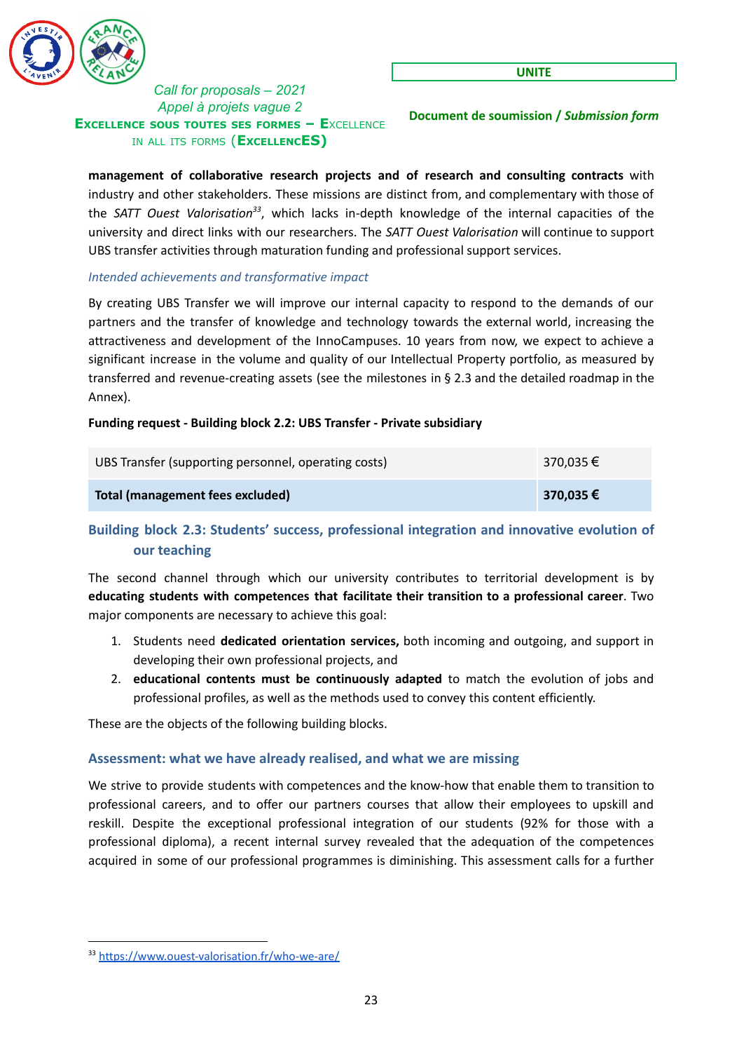**management of collaborative research projects and of research and consulting contracts** with industry and other stakeholders. These missions are distinct from, and complementary with those of the *SATT Ouest Valorisation*[33], which lacks in-depth knowledge of the internal capacities of the university and direct links with our researchers. The *SATT Ouest Valorisation* will continue to support UBS transfer activities through maturation funding and professional support services.

*Intended achievements and transformative impact*

By creating UBS Transfer we will improve our internal capacity to respond to the demands of our partners and the transfer of knowledge and technology towards the external world, increasing the attractiveness and development of the InnoCampuses. 10 years from now, we expect to achieve a significant increase in the volume and quality of our Intellectual Property portfolio, as measured by transferred and revenue-creating assets (see the milestones in § 2.3 and the detailed roadmap in the Annex).

**Funding request - Building block 2.2: UBS Transfer - Private subsidiary**

| UBS Transfer (supporting personnel, operating costs) | 370,035 € |
|---|---|
| **Total (management fees excluded)** | **370,035 €** |

### Building block 2.3: Students' success, professional integration and innovative evolution of our teaching

The second channel through which our university contributes to territorial development is by **educating students with competences that facilitate their transition to a professional career**. Two major components are necessary to achieve this goal:

1. Students need **dedicated orientation services,** both incoming and outgoing, and support in developing their own professional projects, and
2. **educational contents must be continuously adapted** to match the evolution of jobs and professional profiles, as well as the methods used to convey this content efficiently.

These are the objects of the following building blocks.

#### Assessment: what we have already realised, and what we are missing

We strive to provide students with competences and the know-how that enable them to transition to professional careers, and to offer our partners courses that allow their employees to upskill and reskill. Despite the exceptional professional integration of our students (92% for those with a professional diploma), a recent internal survey revealed that the adequation of the competences acquired in some of our professional programmes is diminishing. This assessment calls for a further

[33] https://www.ouest-valorisation.fr/who-we-are/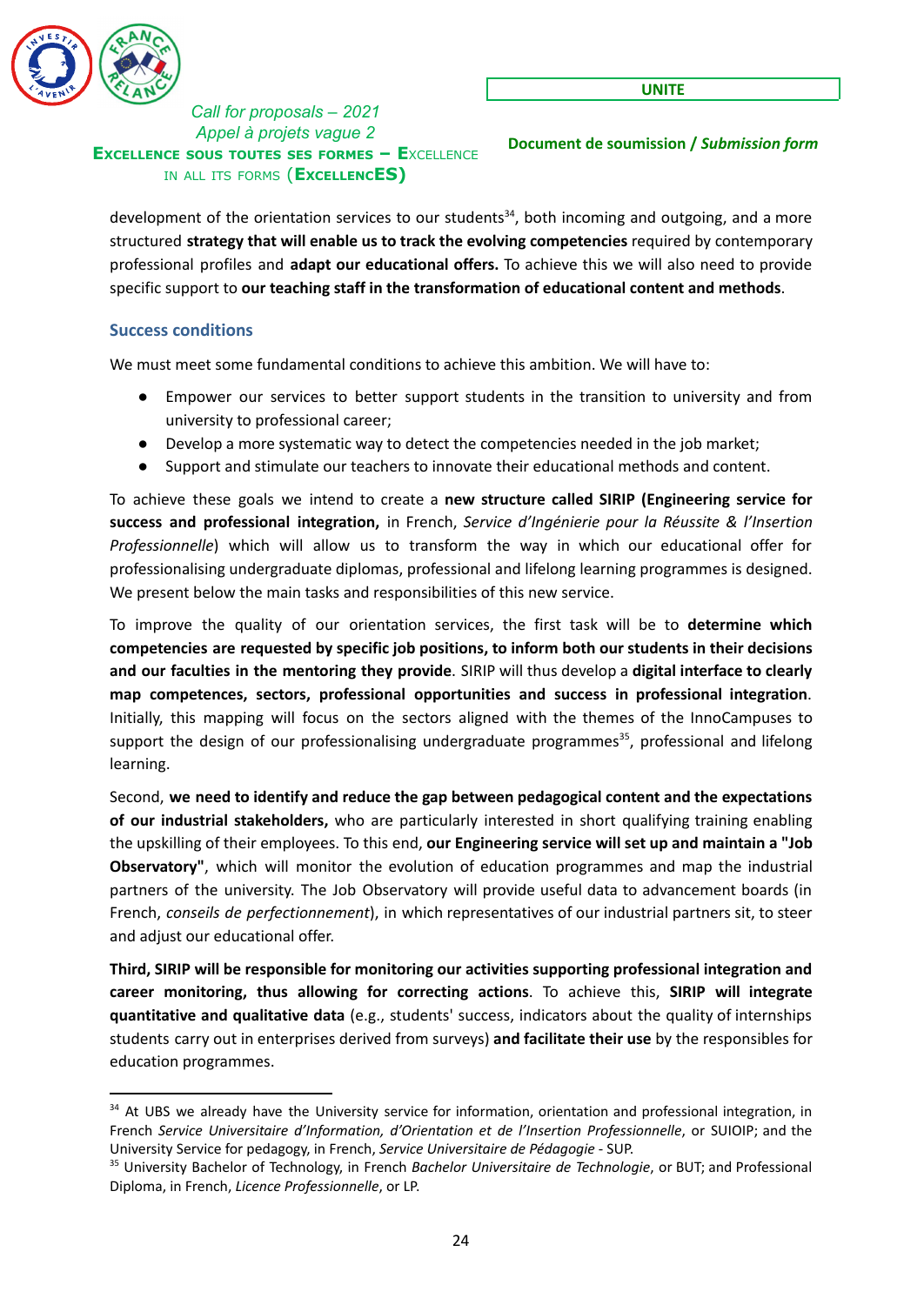development of the orientation services to our students[34], both incoming and outgoing, and a more structured **strategy that will enable us to track the evolving competencies** required by contemporary professional profiles and **adapt our educational offers.** To achieve this we will also need to provide specific support to **our teaching staff in the transformation of educational content and methods**.

### Success conditions

We must meet some fundamental conditions to achieve this ambition. We will have to:

- Empower our services to better support students in the transition to university and from university to professional career;
- Develop a more systematic way to detect the competencies needed in the job market;
- Support and stimulate our teachers to innovate their educational methods and content.

To achieve these goals we intend to create a **new structure called SIRIP (Engineering service for success and professional integration,** in French, *Service d'Ingénierie pour la Réussite & l'Insertion Professionnelle*) which will allow us to transform the way in which our educational offer for professionalising undergraduate diplomas, professional and lifelong learning programmes is designed. We present below the main tasks and responsibilities of this new service.

To improve the quality of our orientation services, the first task will be to **determine which competencies are requested by specific job positions, to inform both our students in their decisions and our faculties in the mentoring they provide**. SIRIP will thus develop a **digital interface to clearly map competences, sectors, professional opportunities and success in professional integration**. Initially, this mapping will focus on the sectors aligned with the themes of the InnoCampuses to support the design of our professionalising undergraduate programmes[35], professional and lifelong learning.

Second, **we need to identify and reduce the gap between pedagogical content and the expectations of our industrial stakeholders,** who are particularly interested in short qualifying training enabling the upskilling of their employees. To this end, **our Engineering service will set up and maintain a "Job Observatory"**, which will monitor the evolution of education programmes and map the industrial partners of the university. The Job Observatory will provide useful data to advancement boards (in French, *conseils de perfectionnement*), in which representatives of our industrial partners sit, to steer and adjust our educational offer.

**Third, SIRIP will be responsible for monitoring our activities supporting professional integration and career monitoring, thus allowing for correcting actions**. To achieve this, **SIRIP will integrate quantitative and qualitative data** (e.g., students' success, indicators about the quality of internships students carry out in enterprises derived from surveys) **and facilitate their use** by the responsibles for education programmes.

---

[34] At UBS we already have the University service for information, orientation and professional integration, in French *Service Universitaire d'Information, d'Orientation et de l'Insertion Professionnelle*, or SUIOIP; and the University Service for pedagogy, in French, *Service Universitaire de Pédagogie* - SUP.

[35] University Bachelor of Technology, in French *Bachelor Universitaire de Technologie*, or BUT; and Professional Diploma, in French, *Licence Professionnelle*, or LP.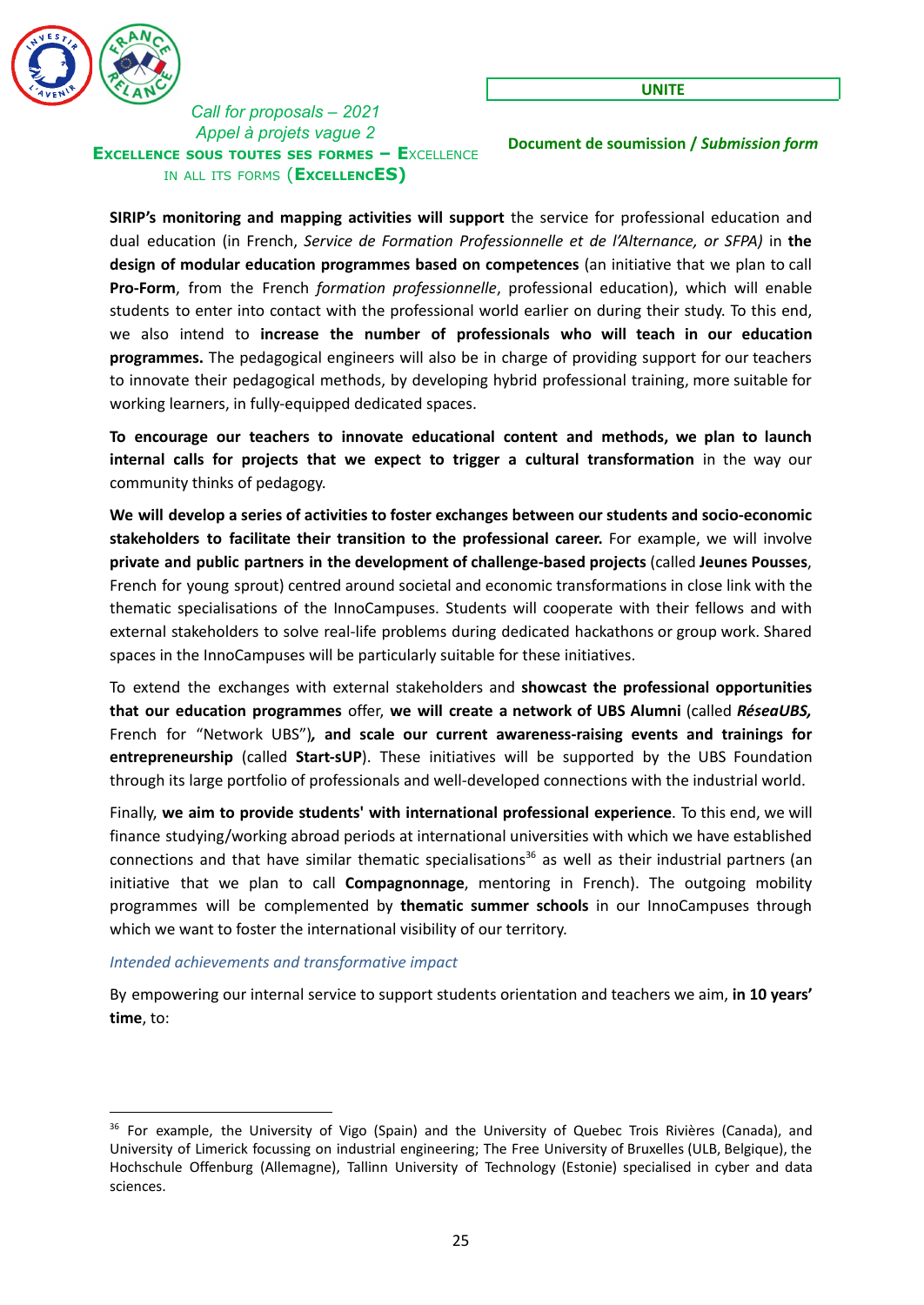**SIRIP's monitoring and mapping activities will support** the service for professional education and dual education (in French, *Service de Formation Professionnelle et de l'Alternance, or SFPA)* in **the design of modular education programmes based on competences** (an initiative that we plan to call **Pro-Form**, from the French *formation professionnelle*, professional education), which will enable students to enter into contact with the professional world earlier on during their study. To this end, we also intend to **increase the number of professionals who will teach in our education programmes.** The pedagogical engineers will also be in charge of providing support for our teachers to innovate their pedagogical methods, by developing hybrid professional training, more suitable for working learners, in fully-equipped dedicated spaces.

**To encourage our teachers to innovate educational content and methods, we plan to launch internal calls for projects that we expect to trigger a cultural transformation** in the way our community thinks of pedagogy.

**We will develop a series of activities to foster exchanges between our students and socio-economic stakeholders to facilitate their transition to the professional career.** For example, we will involve **private and public partners in the development of challenge-based projects** (called **Jeunes Pousses**, French for young sprout) centred around societal and economic transformations in close link with the thematic specialisations of the InnoCampuses. Students will cooperate with their fellows and with external stakeholders to solve real-life problems during dedicated hackathons or group work. Shared spaces in the InnoCampuses will be particularly suitable for these initiatives.

To extend the exchanges with external stakeholders and **showcast the professional opportunities that our education programmes** offer, **we will create a network of UBS Alumni** (called ***RéseaUBS,*** French for "Network UBS")***,*** **and scale our current awareness-raising events and trainings for entrepreneurship** (called **Start-sUP**). These initiatives will be supported by the UBS Foundation through its large portfolio of professionals and well-developed connections with the industrial world.

Finally, **we aim to provide students' with international professional experience**. To this end, we will finance studying/working abroad periods at international universities with which we have established connections and that have similar thematic specialisations[36] as well as their industrial partners (an initiative that we plan to call **Compagnonnage**, mentoring in French). The outgoing mobility programmes will be complemented by **thematic summer schools** in our InnoCampuses through which we want to foster the international visibility of our territory.

*Intended achievements and transformative impact*

By empowering our internal service to support students orientation and teachers we aim, **in 10 years' time**, to:

---

[36] For example, the University of Vigo (Spain) and the University of Quebec Trois Rivières (Canada), and University of Limerick focussing on industrial engineering; The Free University of Bruxelles (ULB, Belgique), the Hochschule Offenburg (Allemagne), Tallinn University of Technology (Estonie) specialised in cyber and data sciences.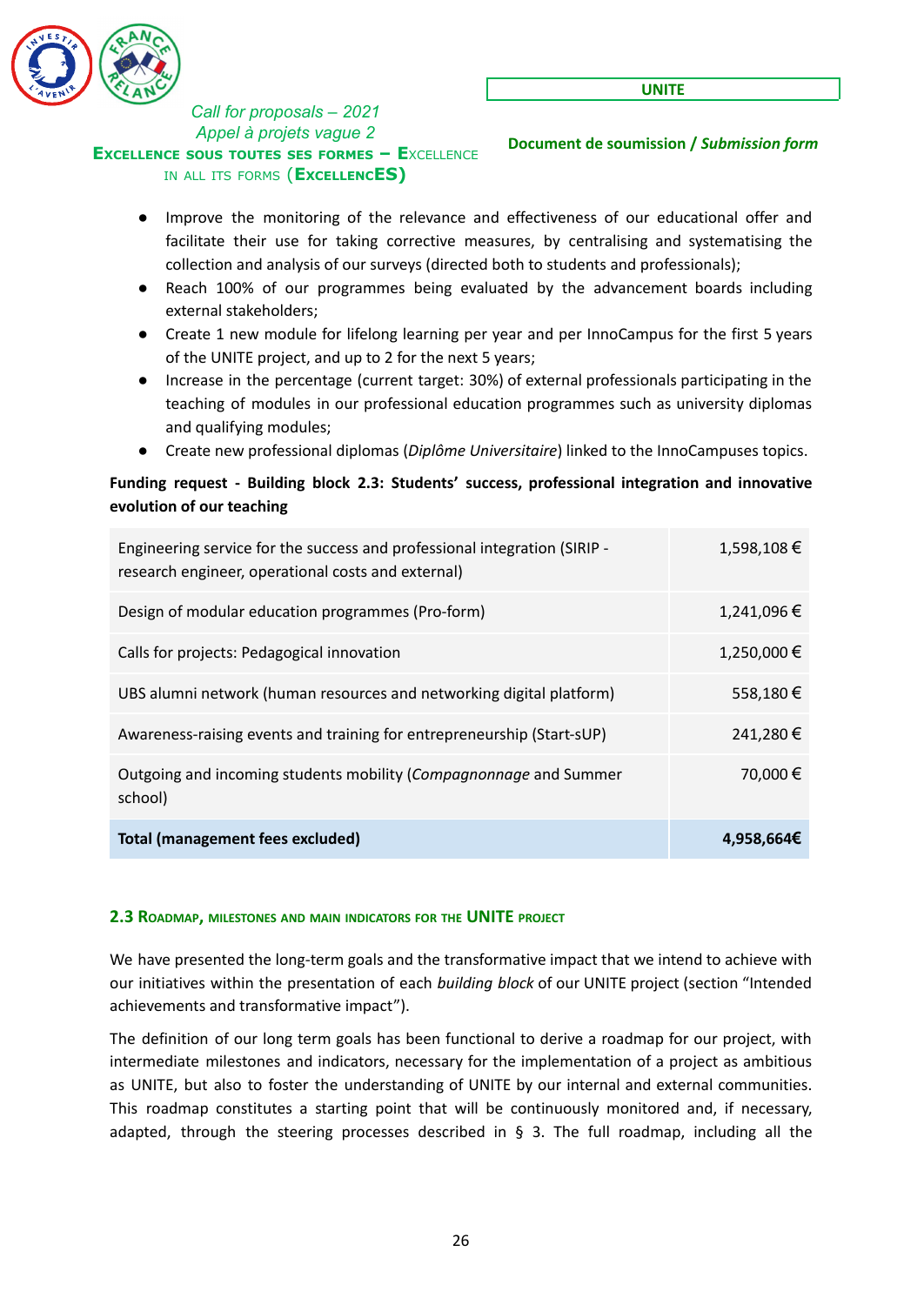- Improve the monitoring of the relevance and effectiveness of our educational offer and facilitate their use for taking corrective measures, by centralising and systematising the collection and analysis of our surveys (directed both to students and professionals);
- Reach 100% of our programmes being evaluated by the advancement boards including external stakeholders;
- Create 1 new module for lifelong learning per year and per InnoCampus for the first 5 years of the UNITE project, and up to 2 for the next 5 years;
- Increase in the percentage (current target: 30%) of external professionals participating in the teaching of modules in our professional education programmes such as university diplomas and qualifying modules;
- Create new professional diplomas (*Diplôme Universitaire*) linked to the InnoCampuses topics.

**Funding request - Building block 2.3: Students' success, professional integration and innovative evolution of our teaching**

| | |
|---|---:|
| Engineering service for the success and professional integration (SIRIP - research engineer, operational costs and external) | 1,598,108 € |
| Design of modular education programmes (Pro-form) | 1,241,096 € |
| Calls for projects: Pedagogical innovation | 1,250,000 € |
| UBS alumni network (human resources and networking digital platform) | 558,180 € |
| Awareness-raising events and training for entrepreneurship (Start-sUP) | 241,280 € |
| Outgoing and incoming students mobility (*Compagnonnage* and Summer school) | 70,000 € |
| **Total (management fees excluded)** | **4,958,664€** |

### 2.3 Roadmap, milestones and main indicators for the UNITE project

We have presented the long-term goals and the transformative impact that we intend to achieve with our initiatives within the presentation of each *building block* of our UNITE project (section "Intended achievements and transformative impact").

The definition of our long term goals has been functional to derive a roadmap for our project, with intermediate milestones and indicators, necessary for the implementation of a project as ambitious as UNITE, but also to foster the understanding of UNITE by our internal and external communities. This roadmap constitutes a starting point that will be continuously monitored and, if necessary, adapted, through the steering processes described in § 3. The full roadmap, including all the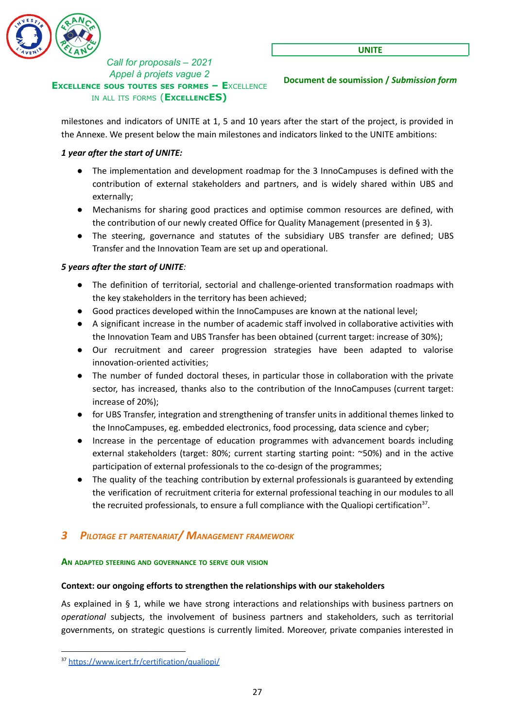milestones and indicators of UNITE at 1, 5 and 10 years after the start of the project, is provided in the Annexe. We present below the main milestones and indicators linked to the UNITE ambitions:

***1 year after the start of UNITE:***

- The implementation and development roadmap for the 3 InnoCampuses is defined with the contribution of external stakeholders and partners, and is widely shared within UBS and externally;
- Mechanisms for sharing good practices and optimise common resources are defined, with the contribution of our newly created Office for Quality Management (presented in § 3).
- The steering, governance and statutes of the subsidiary UBS transfer are defined; UBS Transfer and the Innovation Team are set up and operational.

***5 years after the start of UNITE:***

- The definition of territorial, sectorial and challenge-oriented transformation roadmaps with the key stakeholders in the territory has been achieved;
- Good practices developed within the InnoCampuses are known at the national level;
- A significant increase in the number of academic staff involved in collaborative activities with the Innovation Team and UBS Transfer has been obtained (current target: increase of 30%);
- Our recruitment and career progression strategies have been adapted to valorise innovation-oriented activities;
- The number of funded doctoral theses, in particular those in collaboration with the private sector, has increased, thanks also to the contribution of the InnoCampuses (current target: increase of 20%);
- for UBS Transfer, integration and strengthening of transfer units in additional themes linked to the InnoCampuses, eg. embedded electronics, food processing, data science and cyber;
- Increase in the percentage of education programmes with advancement boards including external stakeholders (target: 80%; current starting starting point: ~50%) and in the active participation of external professionals to the co-design of the programmes;
- The quality of the teaching contribution by external professionals is guaranteed by extending the verification of recruitment criteria for external professional teaching in our modules to all the recruited professionals, to ensure a full compliance with the Qualiopi certification[37].

## 3 *Pilotage et partenariat/ Management framework*

#### An adapted steering and governance to serve our vision

**Context: our ongoing efforts to strengthen the relationships with our stakeholders**

As explained in § 1, while we have strong interactions and relationships with business partners on *operational* subjects, the involvement of business partners and stakeholders, such as territorial governments, on strategic questions is currently limited. Moreover, private companies interested in

---

[37] https://www.icert.fr/certification/qualiopi/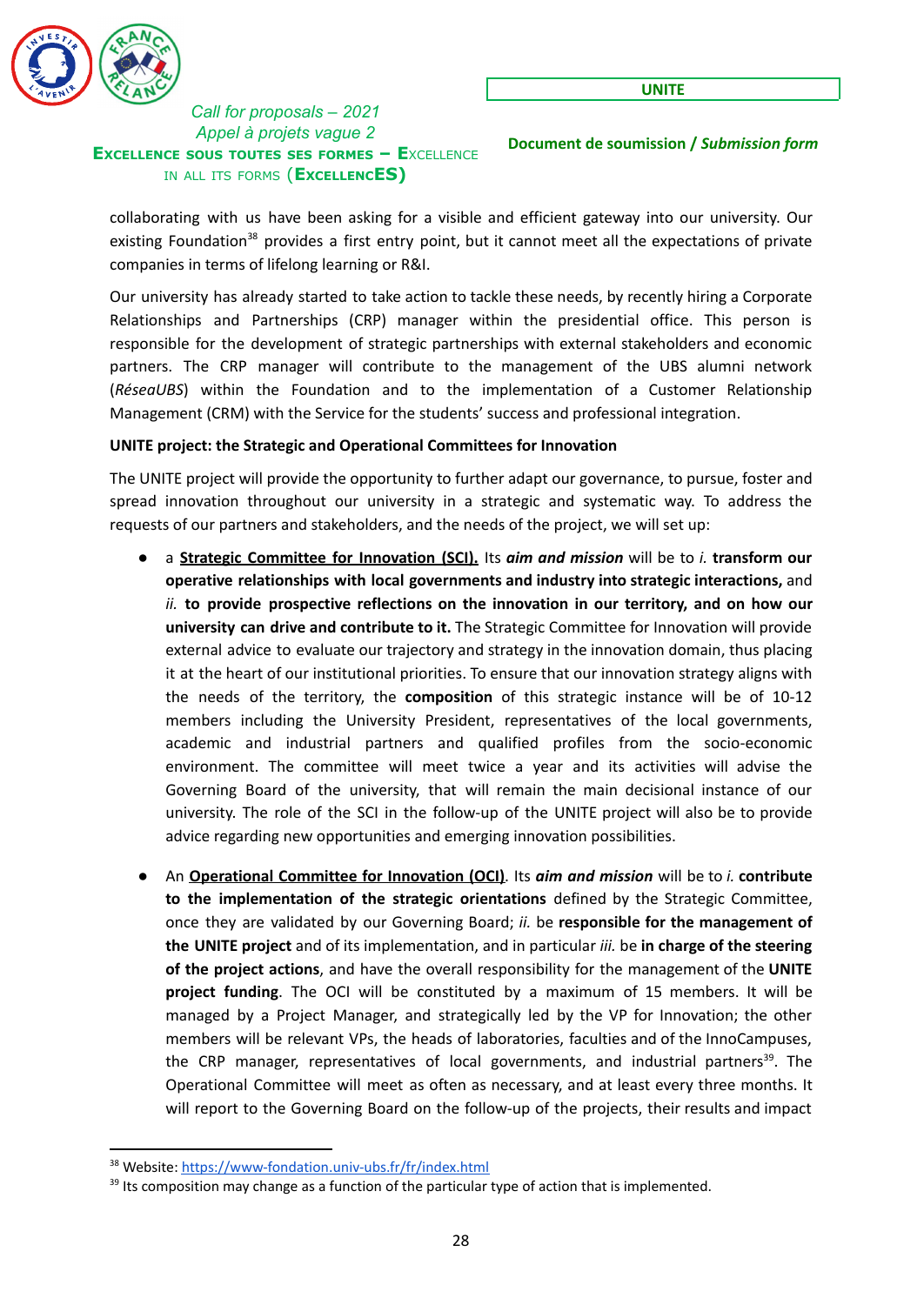collaborating with us have been asking for a visible and efficient gateway into our university. Our existing Foundation[38] provides a first entry point, but it cannot meet all the expectations of private companies in terms of lifelong learning or R&I.

Our university has already started to take action to tackle these needs, by recently hiring a Corporate Relationships and Partnerships (CRP) manager within the presidential office. This person is responsible for the development of strategic partnerships with external stakeholders and economic partners. The CRP manager will contribute to the management of the UBS alumni network (*RéseaUBS*) within the Foundation and to the implementation of a Customer Relationship Management (CRM) with the Service for the students' success and professional integration.

**UNITE project: the Strategic and Operational Committees for Innovation**

The UNITE project will provide the opportunity to further adapt our governance, to pursue, foster and spread innovation throughout our university in a strategic and systematic way. To address the requests of our partners and stakeholders, and the needs of the project, we will set up:

- a **Strategic Committee for Innovation (SCI).** Its ***aim and mission*** will be to *i.* **transform our operative relationships with local governments and industry into strategic interactions,** and *ii.* **to provide prospective reflections on the innovation in our territory, and on how our university can drive and contribute to it.** The Strategic Committee for Innovation will provide external advice to evaluate our trajectory and strategy in the innovation domain, thus placing it at the heart of our institutional priorities. To ensure that our innovation strategy aligns with the needs of the territory, the **composition** of this strategic instance will be of 10-12 members including the University President, representatives of the local governments, academic and industrial partners and qualified profiles from the socio-economic environment. The committee will meet twice a year and its activities will advise the Governing Board of the university, that will remain the main decisional instance of our university. The role of the SCI in the follow-up of the UNITE project will also be to provide advice regarding new opportunities and emerging innovation possibilities.

- An **Operational Committee for Innovation (OCI)**. Its ***aim and mission*** will be to *i.* **contribute to the implementation of the strategic orientations** defined by the Strategic Committee, once they are validated by our Governing Board; *ii.* be **responsible for the management of the UNITE project** and of its implementation, and in particular *iii.* be **in charge of the steering of the project actions**, and have the overall responsibility for the management of the **UNITE project funding**. The OCI will be constituted by a maximum of 15 members. It will be managed by a Project Manager, and strategically led by the VP for Innovation; the other members will be relevant VPs, the heads of laboratories, faculties and of the InnoCampuses, the CRP manager, representatives of local governments, and industrial partners[39]. The Operational Committee will meet as often as necessary, and at least every three months. It will report to the Governing Board on the follow-up of the projects, their results and impact

---

[38] Website: https://www-fondation.univ-ubs.fr/fr/index.html

[39] Its composition may change as a function of the particular type of action that is implemented.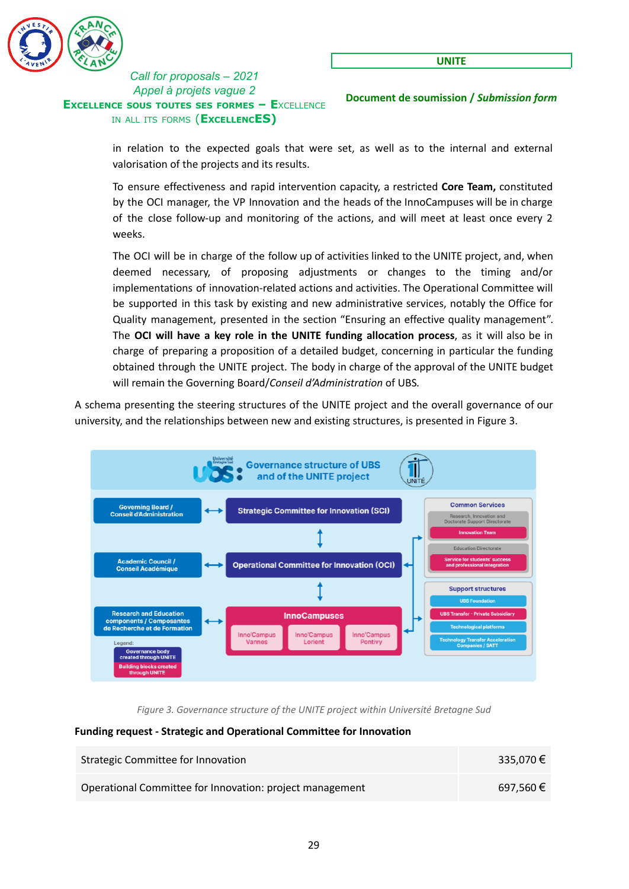in relation to the expected goals that were set, as well as to the internal and external valorisation of the projects and its results.

To ensure effectiveness and rapid intervention capacity, a restricted **Core Team,** constituted by the OCI manager, the VP Innovation and the heads of the InnoCampuses will be in charge of the close follow-up and monitoring of the actions, and will meet at least once every 2 weeks.

The OCI will be in charge of the follow up of activities linked to the UNITE project, and, when deemed necessary, of proposing adjustments or changes to the timing and/or implementations of innovation-related actions and activities. The Operational Committee will be supported in this task by existing and new administrative services, notably the Office for Quality management, presented in the section "Ensuring an effective quality management". The **OCI will have a key role in the UNITE funding allocation process**, as it will also be in charge of preparing a proposition of a detailed budget, concerning in particular the funding obtained through the UNITE project. The body in charge of the approval of the UNITE budget will remain the Governing Board/*Conseil d'Administration* of UBS.

A schema presenting the steering structures of the UNITE project and the overall governance of our university, and the relationships between new and existing structures, is presented in Figure 3.

*Figure 3. Governance structure of the UNITE project within Université Bretagne Sud*

**Funding request - Strategic and Operational Committee for Innovation**

| | |
|---|---|
| Strategic Committee for Innovation | 335,070 € |
| Operational Committee for Innovation: project management | 697,560 € |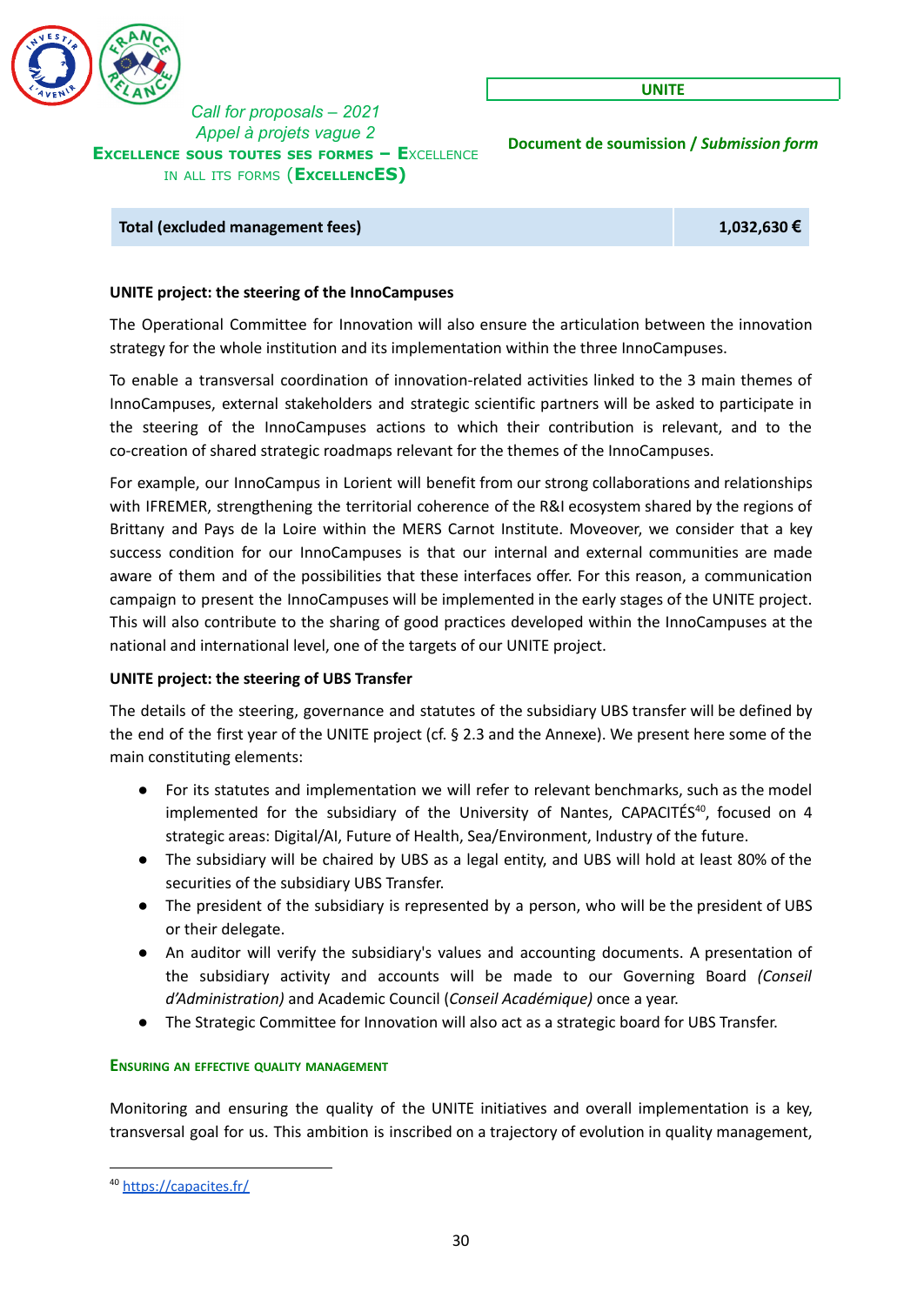| Total (excluded management fees) | 1,032,630 € |
|---|---|

**UNITE project: the steering of the InnoCampuses**

The Operational Committee for Innovation will also ensure the articulation between the innovation strategy for the whole institution and its implementation within the three InnoCampuses.

To enable a transversal coordination of innovation-related activities linked to the 3 main themes of InnoCampuses, external stakeholders and strategic scientific partners will be asked to participate in the steering of the InnoCampuses actions to which their contribution is relevant, and to the co-creation of shared strategic roadmaps relevant for the themes of the InnoCampuses.

For example, our InnoCampus in Lorient will benefit from our strong collaborations and relationships with IFREMER, strengthening the territorial coherence of the R&I ecosystem shared by the regions of Brittany and Pays de la Loire within the MERS Carnot Institute. Moveover, we consider that a key success condition for our InnoCampuses is that our internal and external communities are made aware of them and of the possibilities that these interfaces offer. For this reason, a communication campaign to present the InnoCampuses will be implemented in the early stages of the UNITE project. This will also contribute to the sharing of good practices developed within the InnoCampuses at the national and international level, one of the targets of our UNITE project.

**UNITE project: the steering of UBS Transfer**

The details of the steering, governance and statutes of the subsidiary UBS transfer will be defined by the end of the first year of the UNITE project (cf. § 2.3 and the Annexe). We present here some of the main constituting elements:

- For its statutes and implementation we will refer to relevant benchmarks, such as the model implemented for the subsidiary of the University of Nantes, CAPACITÉS[40], focused on 4 strategic areas: Digital/AI, Future of Health, Sea/Environment, Industry of the future.
- The subsidiary will be chaired by UBS as a legal entity, and UBS will hold at least 80% of the securities of the subsidiary UBS Transfer.
- The president of the subsidiary is represented by a person, who will be the president of UBS or their delegate.
- An auditor will verify the subsidiary's values and accounting documents. A presentation of the subsidiary activity and accounts will be made to our Governing Board *(Conseil d'Administration)* and Academic Council (*Conseil Académique)* once a year.
- The Strategic Committee for Innovation will also act as a strategic board for UBS Transfer.

#### Ensuring an effective quality management

Monitoring and ensuring the quality of the UNITE initiatives and overall implementation is a key, transversal goal for us. This ambition is inscribed on a trajectory of evolution in quality management,

[40] https://capacites.fr/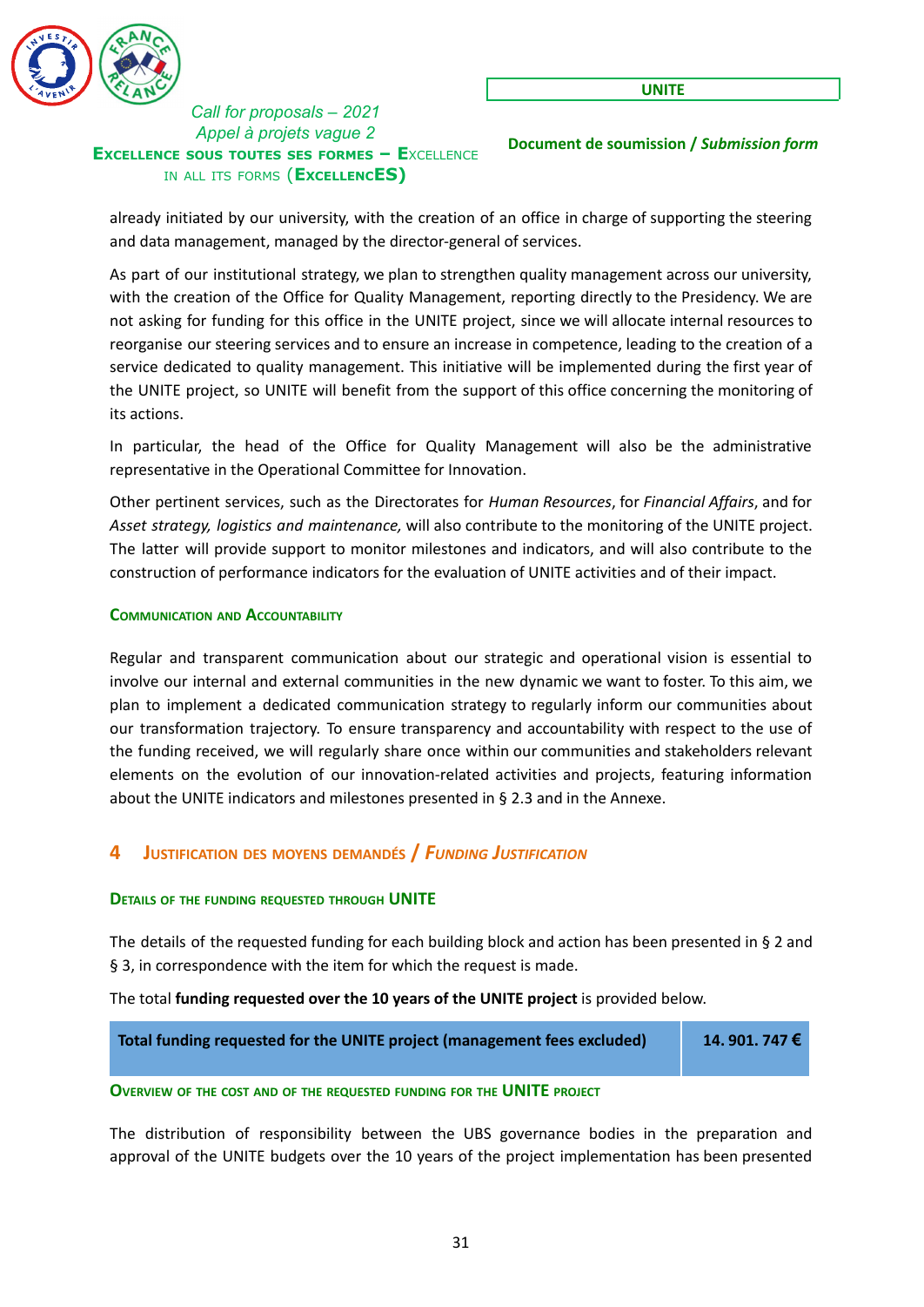already initiated by our university, with the creation of an office in charge of supporting the steering and data management, managed by the director-general of services.

As part of our institutional strategy, we plan to strengthen quality management across our university, with the creation of the Office for Quality Management, reporting directly to the Presidency. We are not asking for funding for this office in the UNITE project, since we will allocate internal resources to reorganise our steering services and to ensure an increase in competence, leading to the creation of a service dedicated to quality management. This initiative will be implemented during the first year of the UNITE project, so UNITE will benefit from the support of this office concerning the monitoring of its actions.

In particular, the head of the Office for Quality Management will also be the administrative representative in the Operational Committee for Innovation.

Other pertinent services, such as the Directorates for *Human Resources*, for *Financial Affairs*, and for *Asset strategy, logistics and maintenance,* will also contribute to the monitoring of the UNITE project. The latter will provide support to monitor milestones and indicators, and will also contribute to the construction of performance indicators for the evaluation of UNITE activities and of their impact.

#### Communication and Accountability

Regular and transparent communication about our strategic and operational vision is essential to involve our internal and external communities in the new dynamic we want to foster. To this aim, we plan to implement a dedicated communication strategy to regularly inform our communities about our transformation trajectory. To ensure transparency and accountability with respect to the use of the funding received, we will regularly share once within our communities and stakeholders relevant elements on the evolution of our innovation-related activities and projects, featuring information about the UNITE indicators and milestones presented in § 2.3 and in the Annexe.

## 4 Justification des moyens demandés / *Funding Justification*

#### Details of the funding requested through UNITE

The details of the requested funding for each building block and action has been presented in § 2 and § 3, in correspondence with the item for which the request is made.

The total **funding requested over the 10 years of the UNITE project** is provided below.

| Total funding requested for the UNITE project (management fees excluded) | 14. 901. 747 € |
|---|---|

#### Overview of the cost and of the requested funding for the UNITE project

The distribution of responsibility between the UBS governance bodies in the preparation and approval of the UNITE budgets over the 10 years of the project implementation has been presented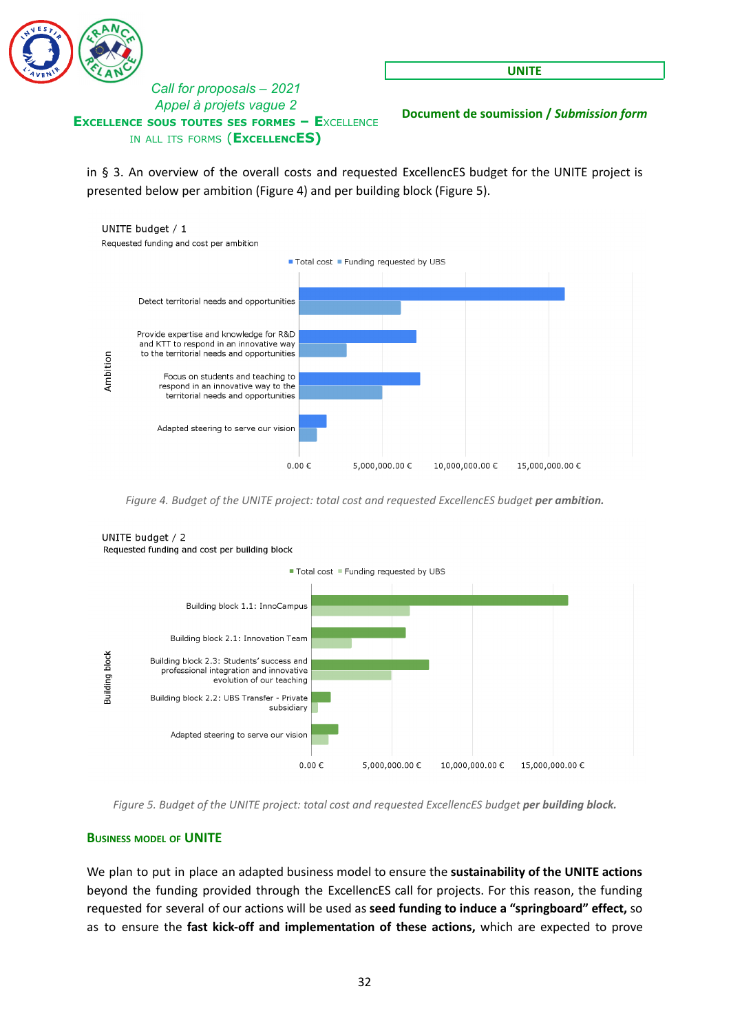in § 3. An overview of the overall costs and requested ExcellencES budget for the UNITE project is presented below per ambition (Figure 4) and per building block (Figure 5).

UNITE budget / 1
Requested funding and cost per ambition

Total cost | Funding requested by UBS

Ambition:
- Detect territorial needs and opportunities
- Provide expertise and knowledge for R&D and KTT to respond in an innovative way to the territorial needs and opportunities
- Focus on students and teaching to respond in an innovative way to the territorial needs and opportunities
- Adapted steering to serve our vision

0.00 € | 5,000,000.00 € | 10,000,000.00 € | 15,000,000.00 €

*Figure 4. Budget of the UNITE project: total cost and requested ExcellencES budget **per ambition.***

UNITE budget / 2
Requested funding and cost per building block

Total cost | Funding requested by UBS

Building block:
- Building block 1.1: InnoCampus
- Building block 2.1: Innovation Team
- Building block 2.3: Students' success and professional integration and innovative evolution of our teaching
- Building block 2.2: UBS Transfer - Private subsidiary
- Adapted steering to serve our vision

0.00 € | 5,000,000.00 € | 10,000,000.00 € | 15,000,000.00 €

*Figure 5. Budget of the UNITE project: total cost and requested ExcellencES budget **per building block.***

## Business model of UNITE

We plan to put in place an adapted business model to ensure the **sustainability of the UNITE actions** beyond the funding provided through the ExcellencES call for projects. For this reason, the funding requested for several of our actions will be used as **seed funding to induce a "springboard" effect,** so as to ensure the **fast kick-off and implementation of these actions,** which are expected to prove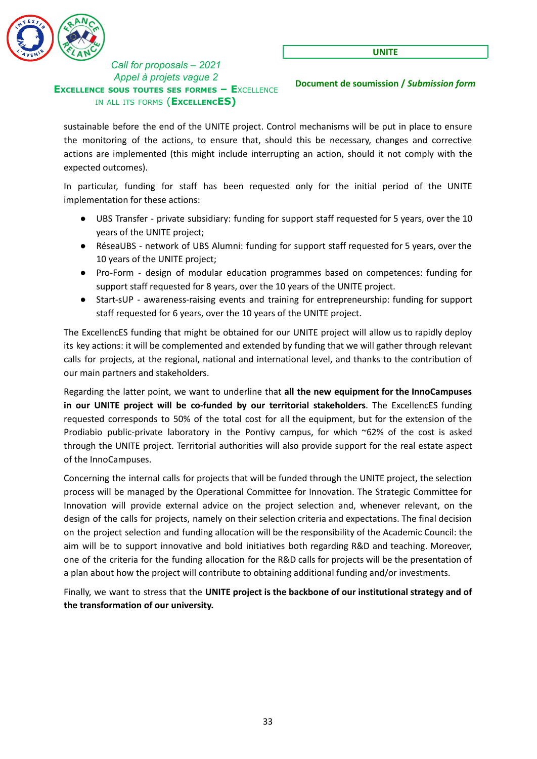sustainable before the end of the UNITE project. Control mechanisms will be put in place to ensure the monitoring of the actions, to ensure that, should this be necessary, changes and corrective actions are implemented (this might include interrupting an action, should it not comply with the expected outcomes).

In particular, funding for staff has been requested only for the initial period of the UNITE implementation for these actions:

- UBS Transfer - private subsidiary: funding for support staff requested for 5 years, over the 10 years of the UNITE project;
- RéseaUBS - network of UBS Alumni: funding for support staff requested for 5 years, over the 10 years of the UNITE project;
- Pro-Form - design of modular education programmes based on competences: funding for support staff requested for 8 years, over the 10 years of the UNITE project.
- Start-sUP - awareness-raising events and training for entrepreneurship: funding for support staff requested for 6 years, over the 10 years of the UNITE project.

The ExcellencES funding that might be obtained for our UNITE project will allow us to rapidly deploy its key actions: it will be complemented and extended by funding that we will gather through relevant calls for projects, at the regional, national and international level, and thanks to the contribution of our main partners and stakeholders.

Regarding the latter point, we want to underline that **all the new equipment for the InnoCampuses in our UNITE project will be co-funded by our territorial stakeholders**. The ExcellencES funding requested corresponds to 50% of the total cost for all the equipment, but for the extension of the Prodiabio public-private laboratory in the Pontivy campus, for which ~62% of the cost is asked through the UNITE project. Territorial authorities will also provide support for the real estate aspect of the InnoCampuses.

Concerning the internal calls for projects that will be funded through the UNITE project, the selection process will be managed by the Operational Committee for Innovation. The Strategic Committee for Innovation will provide external advice on the project selection and, whenever relevant, on the design of the calls for projects, namely on their selection criteria and expectations. The final decision on the project selection and funding allocation will be the responsibility of the Academic Council: the aim will be to support innovative and bold initiatives both regarding R&D and teaching. Moreover, one of the criteria for the funding allocation for the R&D calls for projects will be the presentation of a plan about how the project will contribute to obtaining additional funding and/or investments.

Finally, we want to stress that the **UNITE project is the backbone of our institutional strategy and of the transformation of our university.**